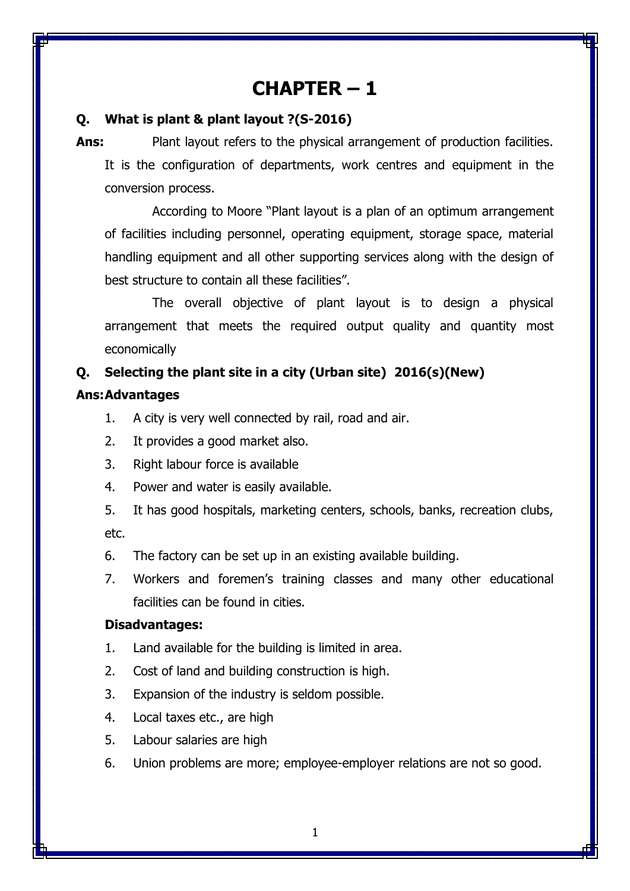# CHAPTER – 1

**Q. What is plant & plant layout ?(S-2016)**

**Ans:** Plant layout refers to the physical arrangement of production facilities. It is the configuration of departments, work centres and equipment in the conversion process.

According to Moore "Plant layout is a plan of an optimum arrangement of facilities including personnel, operating equipment, storage space, material handling equipment and all other supporting services along with the design of best structure to contain all these facilities".

The overall objective of plant layout is to design a physical arrangement that meets the required output quality and quantity most economically

**Q. Selecting the plant site in a city (Urban site) 2016(s)(New)**

**Ans: Advantages**

1. A city is very well connected by rail, road and air.
2. It provides a good market also.
3. Right labour force is available
4. Power and water is easily available.
5. It has good hospitals, marketing centers, schools, banks, recreation clubs, etc.
6. The factory can be set up in an existing available building.
7. Workers and foremen's training classes and many other educational facilities can be found in cities.

**Disadvantages:**

1. Land available for the building is limited in area.
2. Cost of land and building construction is high.
3. Expansion of the industry is seldom possible.
4. Local taxes etc., are high
5. Labour salaries are high
6. Union problems are more; employee-employer relations are not so good.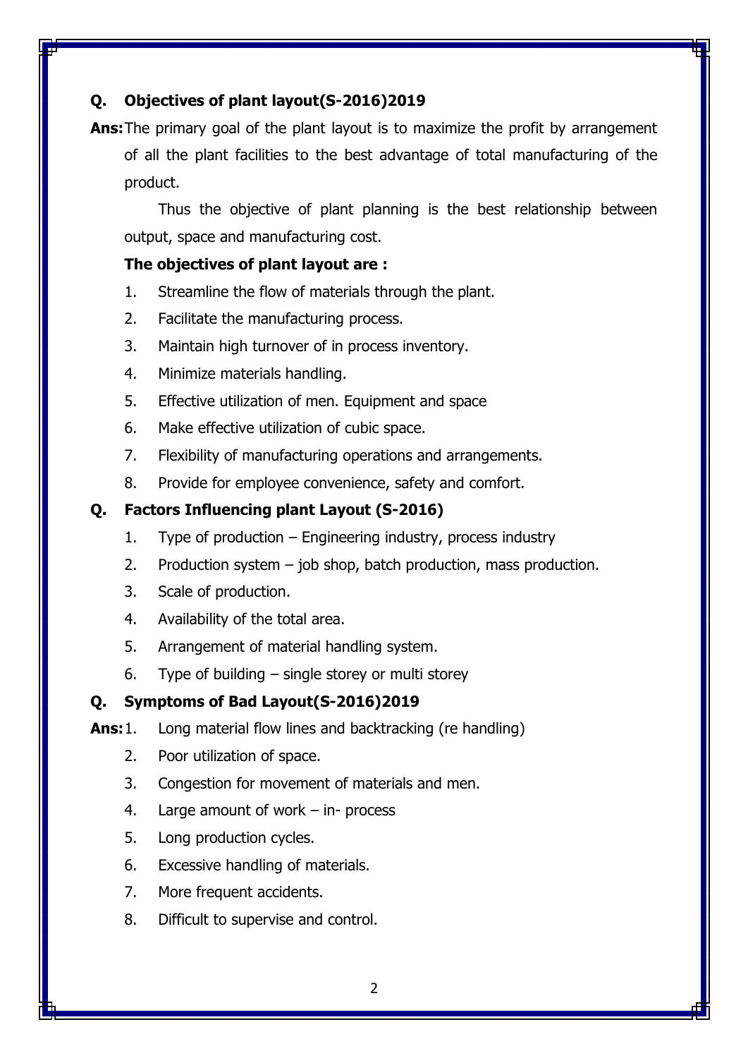**Q. Objectives of plant layout(S-2016)2019**

**Ans:** The primary goal of the plant layout is to maximize the profit by arrangement of all the plant facilities to the best advantage of total manufacturing of the product.

Thus the objective of plant planning is the best relationship between output, space and manufacturing cost.

**The objectives of plant layout are :**

1. Streamline the flow of materials through the plant.
2. Facilitate the manufacturing process.
3. Maintain high turnover of in process inventory.
4. Minimize materials handling.
5. Effective utilization of men. Equipment and space
6. Make effective utilization of cubic space.
7. Flexibility of manufacturing operations and arrangements.
8. Provide for employee convenience, safety and comfort.

**Q. Factors Influencing plant Layout (S-2016)**

1. Type of production – Engineering industry, process industry
2. Production system – job shop, batch production, mass production.
3. Scale of production.
4. Availability of the total area.
5. Arrangement of material handling system.
6. Type of building – single storey or multi storey

**Q. Symptoms of Bad Layout(S-2016)2019**

**Ans:**
1. Long material flow lines and backtracking (re handling)
2. Poor utilization of space.
3. Congestion for movement of materials and men.
4. Large amount of work – in- process
5. Long production cycles.
6. Excessive handling of materials.
7. More frequent accidents.
8. Difficult to supervise and control.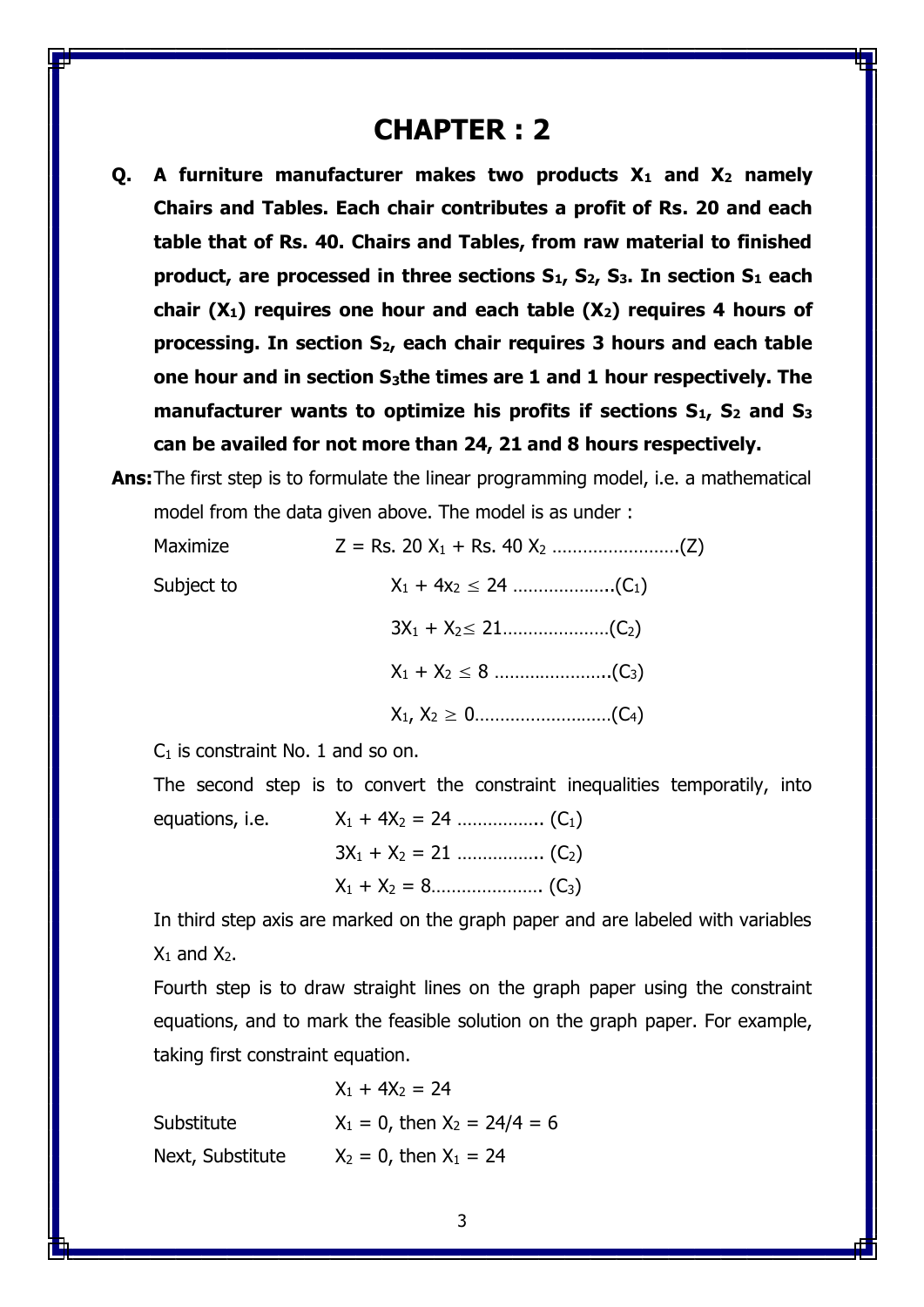# CHAPTER : 2

**Q. A furniture manufacturer makes two products $X_1$ and $X_2$ namely Chairs and Tables. Each chair contributes a profit of Rs. 20 and each table that of Rs. 40. Chairs and Tables, from raw material to finished product, are processed in three sections $S_1$, $S_2$, $S_3$. In section $S_1$ each chair ($X_1$) requires one hour and each table ($X_2$) requires 4 hours of processing. In section $S_2$, each chair requires 3 hours and each table one hour and in section $S_3$the times are 1 and 1 hour respectively. The manufacturer wants to optimize his profits if sections $S_1$, $S_2$ and $S_3$ can be availed for not more than 24, 21 and 8 hours respectively.**

**Ans:** The first step is to formulate the linear programming model, i.e. a mathematical model from the data given above. The model is as under :

Maximize $Z = \text{Rs. } 20\ X_1 + \text{Rs. } 40\ X_2$ ……………………(Z)

Subject to

$X_1 + 4x_2 \leq 24$ ………………..($C_1$)

$3X_1 + X_2 \leq 21$…………………($C_2$)

$X_1 + X_2 \leq 8$ …………………..($C_3$)

$X_1, X_2 \geq 0$………………………($C_4$)

$C_1$ is constraint No. 1 and so on.

The second step is to convert the constraint inequalities temporatily, into equations, i.e.

$X_1 + 4X_2 = 24$ …………….. ($C_1$)

$3X_1 + X_2 = 21$ …………….. ($C_2$)

$X_1 + X_2 = 8$…………………. ($C_3$)

In third step axis are marked on the graph paper and are labeled with variables $X_1$ and $X_2$.

Fourth step is to draw straight lines on the graph paper using the constraint equations, and to mark the feasible solution on the graph paper. For example, taking first constraint equation.

$X_1 + 4X_2 = 24$

Substitute $X_1 = 0$, then $X_2 = 24/4 = 6$

Next, Substitute $X_2 = 0$, then $X_1 = 24$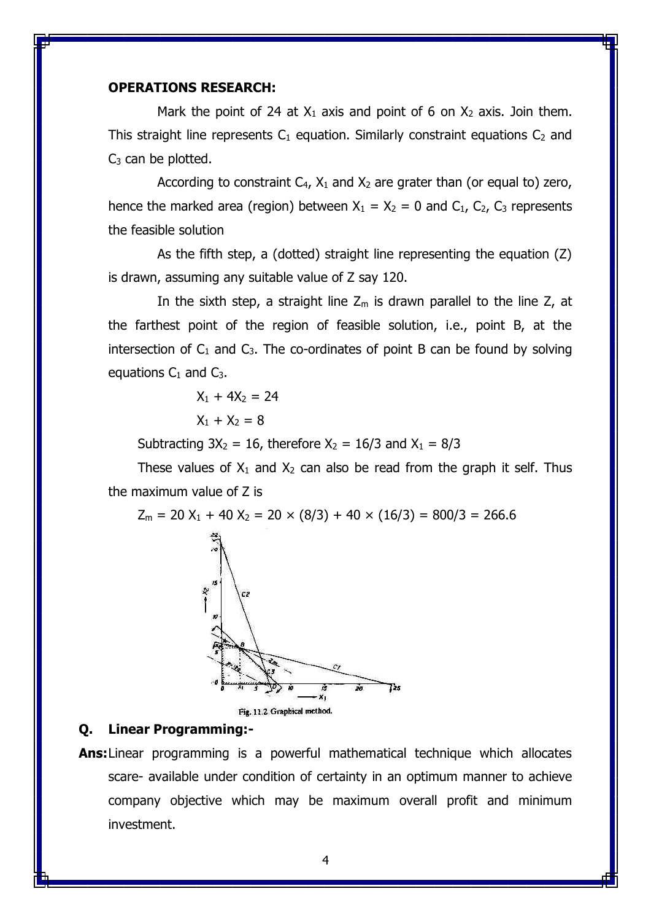**OPERATIONS RESEARCH:**

Mark the point of 24 at $X_1$ axis and point of 6 on $X_2$ axis. Join them. This straight line represents $C_1$ equation. Similarly constraint equations $C_2$ and $C_3$ can be plotted.

According to constraint $C_4$, $X_1$ and $X_2$ are grater than (or equal to) zero, hence the marked area (region) between $X_1 = X_2 = 0$ and $C_1$, $C_2$, $C_3$ represents the feasible solution

As the fifth step, a (dotted) straight line representing the equation (Z) is drawn, assuming any suitable value of Z say 120.

In the sixth step, a straight line $Z_m$ is drawn parallel to the line Z, at the farthest point of the region of feasible solution, i.e., point B, at the intersection of $C_1$ and $C_3$. The co-ordinates of point B can be found by solving equations $C_1$ and $C_3$.

$$X_1 + 4X_2 = 24$$

$$X_1 + X_2 = 8$$

Subtracting $3X_2 = 16$, therefore $X_2 = 16/3$ and $X_1 = 8/3$

These values of $X_1$ and $X_2$ can also be read from the graph it self. Thus the maximum value of Z is

$$Z_m = 20\,X_1 + 40\,X_2 = 20 \times (8/3) + 40 \times (16/3) = 800/3 = 266.6$$

Fig. 11.2 Graphical method.

**Q. Linear Programming:-**

**Ans:** Linear programming is a powerful mathematical technique which allocates scare- available under condition of certainty in an optimum manner to achieve company objective which may be maximum overall profit and minimum investment.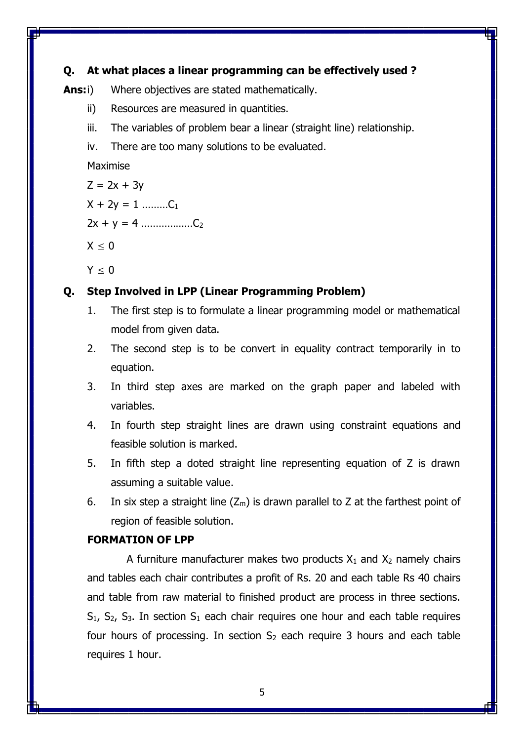**Q. At what places a linear programming can be effectively used ?**

**Ans:** i) Where objectives are stated mathematically.

ii) Resources are measured in quantities.

iii. The variables of problem bear a linear (straight line) relationship.

iv. There are too many solutions to be evaluated.

Maximise

$Z = 2x + 3y$

$X + 2y = 1$ ………$C_1$

$2x + y = 4$ ………………$C_2$

$X \leq 0$

$Y \leq 0$

**Q. Step Involved in LPP (Linear Programming Problem)**

1. The first step is to formulate a linear programming model or mathematical model from given data.
2. The second step is to be convert in equality contract temporarily in to equation.
3. In third step axes are marked on the graph paper and labeled with variables.
4. In fourth step straight lines are drawn using constraint equations and feasible solution is marked.
5. In fifth step a doted straight line representing equation of Z is drawn assuming a suitable value.
6. In six step a straight line ($Z_m$) is drawn parallel to Z at the farthest point of region of feasible solution.

**FORMATION OF LPP**

A furniture manufacturer makes two products $X_1$ and $X_2$ namely chairs and tables each chair contributes a profit of Rs. 20 and each table Rs 40 chairs and table from raw material to finished product are process in three sections. $S_1$, $S_2$, $S_3$. In section $S_1$ each chair requires one hour and each table requires four hours of processing. In section $S_2$ each require 3 hours and each table requires 1 hour.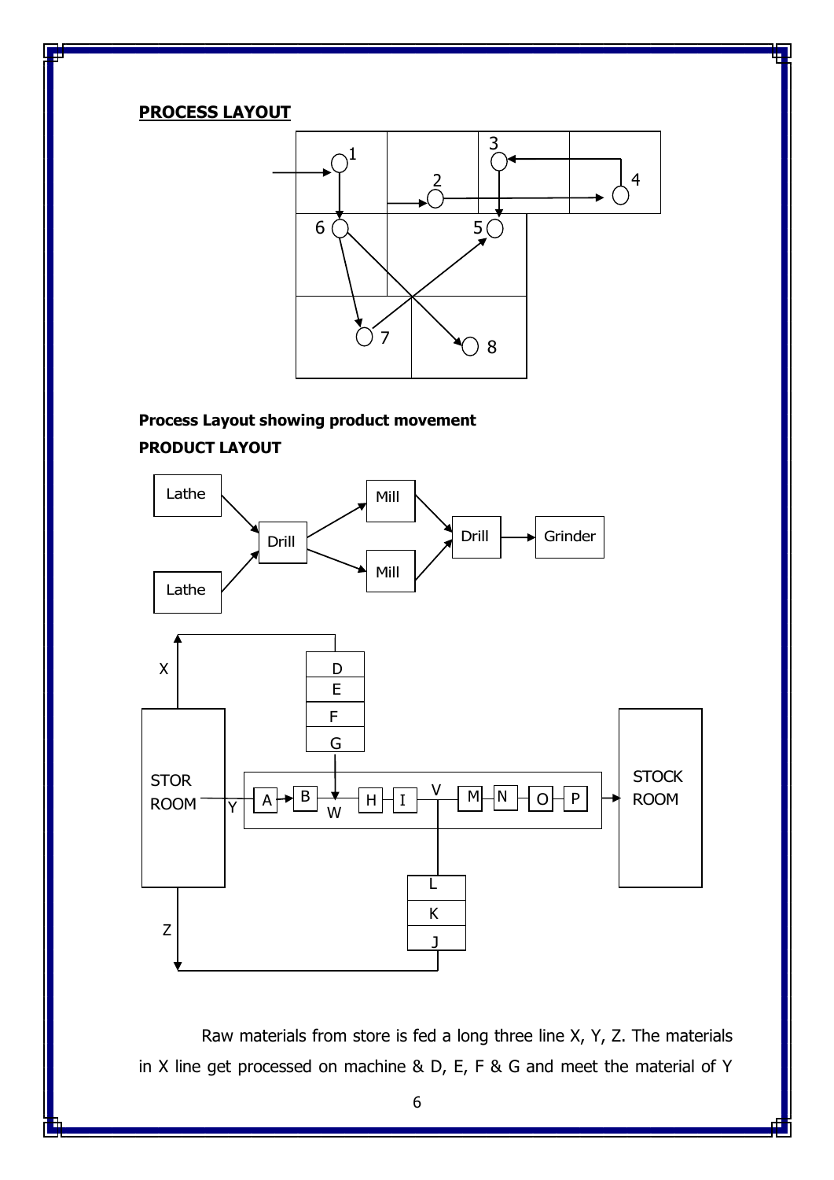**PROCESS LAYOUT**

**Process Layout showing product movement**

**PRODUCT LAYOUT**

Raw materials from store is fed a long three line X, Y, Z. The materials in X line get processed on machine & D, E, F & G and meet the material of Y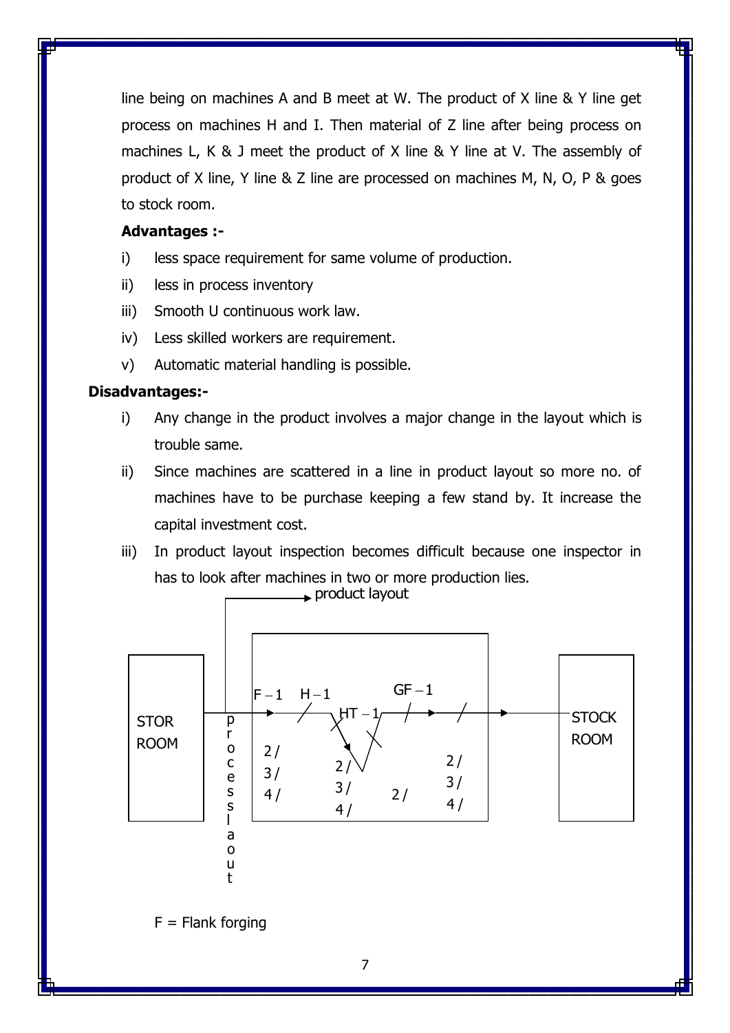line being on machines A and B meet at W. The product of X line & Y line get process on machines H and I. Then material of Z line after being process on machines L, K & J meet the product of X line & Y line at V. The assembly of product of X line, Y line & Z line are processed on machines M, N, O, P & goes to stock room.

**Advantages :-**

i) less space requirement for same volume of production.

ii) less in process inventory

iii) Smooth U continuous work law.

iv) Less skilled workers are requirement.

v) Automatic material handling is possible.

**Disadvantages:-**

i) Any change in the product involves a major change in the layout which is trouble same.

ii) Since machines are scattered in a line in product layout so more no. of machines have to be purchase keeping a few stand by. It increase the capital investment cost.

iii) In product layout inspection becomes difficult because one inspector in has to look after machines in two or more production lies.

product layout

STOR ROOM — process laout — F – 1, H – 1, HT – 1, GF – 1 (2/ 3/ 4/, 2/ 3/ 4/, 2/, 2/ 3/ 4/) — STOCK ROOM

F = Flank forging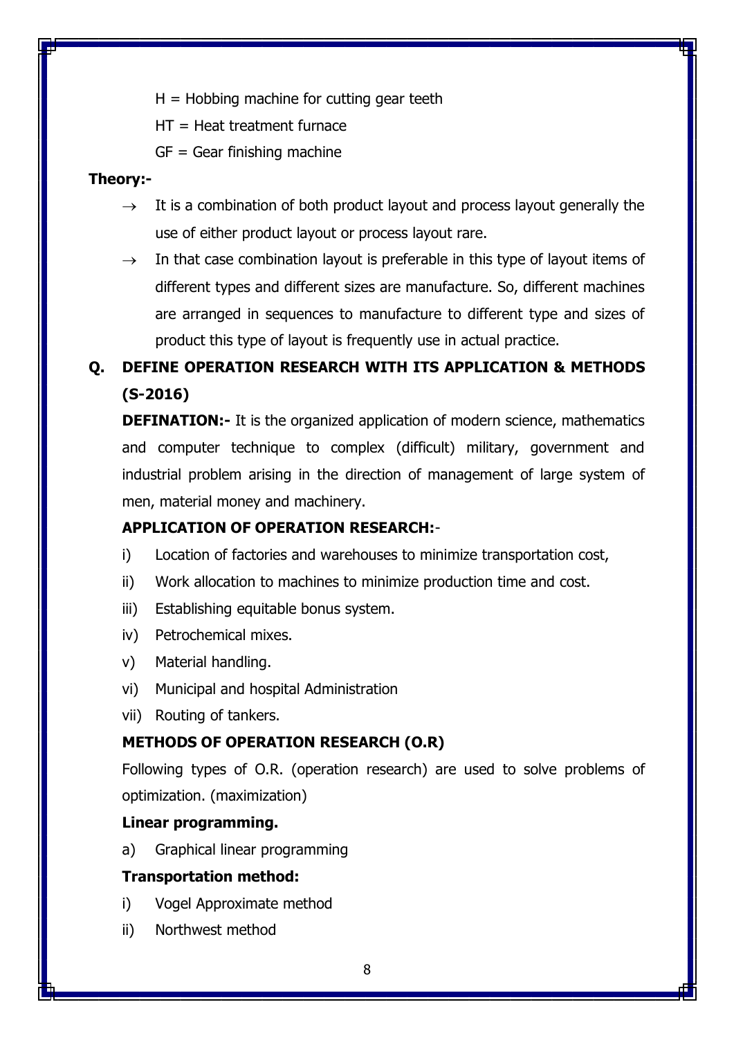H = Hobbing machine for cutting gear teeth

HT = Heat treatment furnace

GF = Gear finishing machine

**Theory:-**

→ It is a combination of both product layout and process layout generally the use of either product layout or process layout rare.

→ In that case combination layout is preferable in this type of layout items of different types and different sizes are manufacture. So, different machines are arranged in sequences to manufacture to different type and sizes of product this type of layout is frequently use in actual practice.

## Q. DEFINE OPERATION RESEARCH WITH ITS APPLICATION & METHODS (S-2016)

**DEFINATION:-** It is the organized application of modern science, mathematics and computer technique to complex (difficult) military, government and industrial problem arising in the direction of management of large system of men, material money and machinery.

**APPLICATION OF OPERATION RESEARCH:-**

i) Location of factories and warehouses to minimize transportation cost,
ii) Work allocation to machines to minimize production time and cost.
iii) Establishing equitable bonus system.
iv) Petrochemical mixes.
v) Material handling.
vi) Municipal and hospital Administration
vii) Routing of tankers.

**METHODS OF OPERATION RESEARCH (O.R)**

Following types of O.R. (operation research) are used to solve problems of optimization. (maximization)

**Linear programming.**

a) Graphical linear programming

**Transportation method:**

i) Vogel Approximate method
ii) Northwest method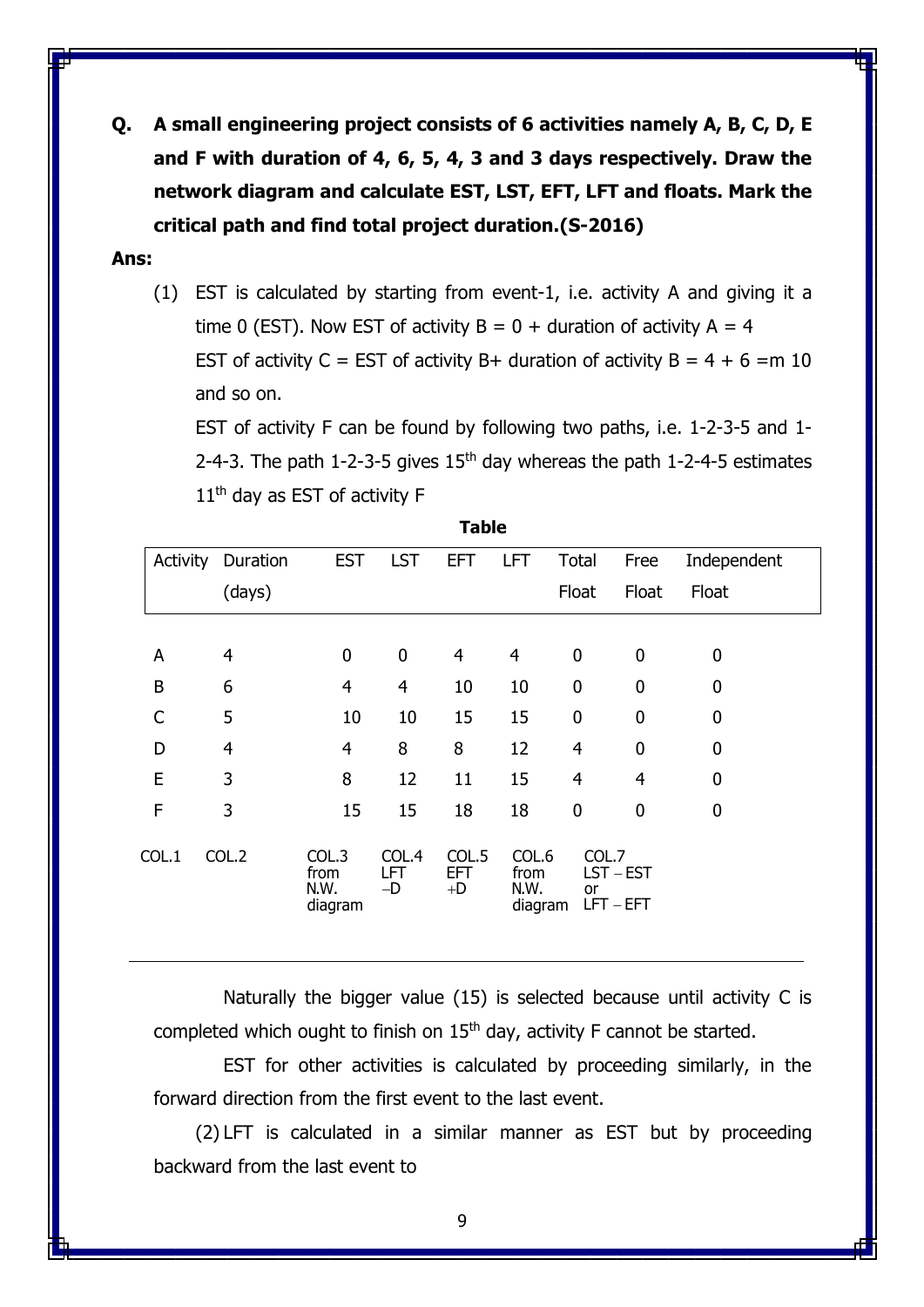**Q. A small engineering project consists of 6 activities namely A, B, C, D, E and F with duration of 4, 6, 5, 4, 3 and 3 days respectively. Draw the network diagram and calculate EST, LST, EFT, LFT and floats. Mark the critical path and find total project duration.(S-2016)**

**Ans:**

(1) EST is calculated by starting from event-1, i.e. activity A and giving it a time 0 (EST). Now EST of activity B = 0 + duration of activity A = 4

EST of activity C = EST of activity B+ duration of activity B = 4 + 6 =m 10 and so on.

EST of activity F can be found by following two paths, i.e. 1-2-3-5 and 1-2-4-3. The path 1-2-3-5 gives $15^{th}$ day whereas the path 1-2-4-5 estimates $11^{th}$ day as EST of activity F

**Table**

| Activity | Duration (days) | EST | LST | EFT | LFT | Total Float | Free Float | Independent Float |
|---|---|---|---|---|---|---|---|---|
| A | 4 | 0 | 0 | 4 | 4 | 0 | 0 | 0 |
| B | 6 | 4 | 4 | 10 | 10 | 0 | 0 | 0 |
| C | 5 | 10 | 10 | 15 | 15 | 0 | 0 | 0 |
| D | 4 | 4 | 8 | 8 | 12 | 4 | 0 | 0 |
| E | 3 | 8 | 12 | 11 | 15 | 4 | 4 | 0 |
| F | 3 | 15 | 15 | 18 | 18 | 0 | 0 | 0 |
| COL.1 | COL.2 | COL.3 from N.W. diagram | COL.4 LFT −D | COL.5 EFT +D | COL.6 from N.W. diagram | COL.7 LST − EST or LFT − EFT | | |

Naturally the bigger value (15) is selected because until activity C is completed which ought to finish on $15^{th}$ day, activity F cannot be started.

EST for other activities is calculated by proceeding similarly, in the forward direction from the first event to the last event.

(2) LFT is calculated in a similar manner as EST but by proceeding backward from the last event to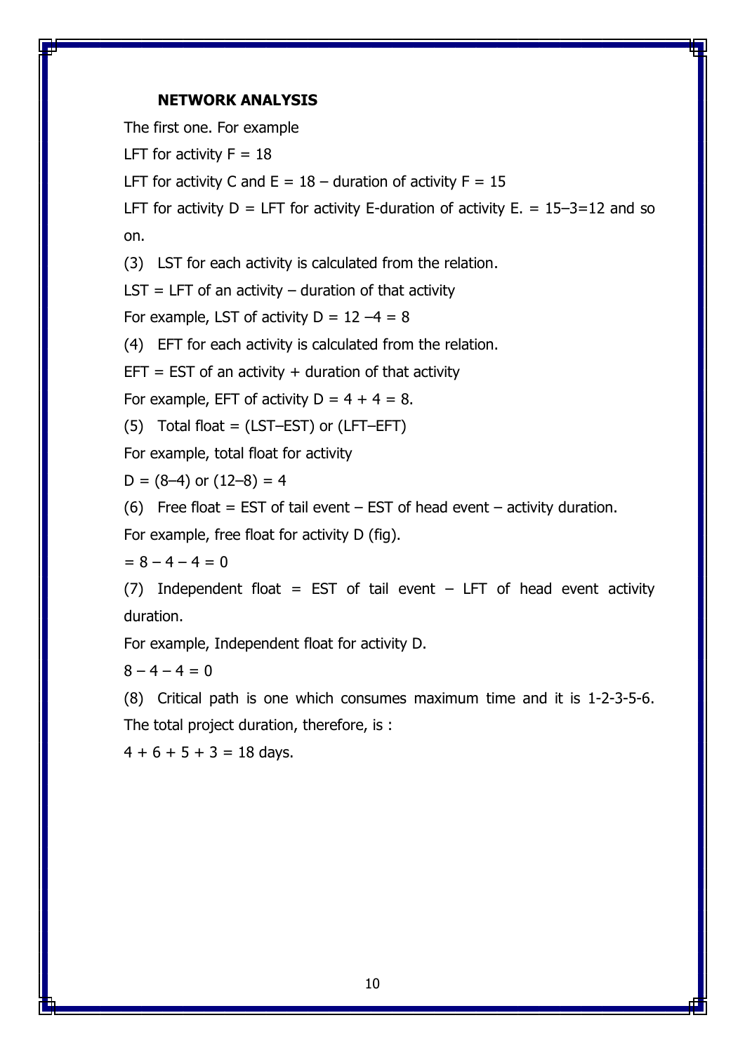**NETWORK ANALYSIS**

The first one. For example

LFT for activity F = 18

LFT for activity C and E = 18 – duration of activity F = 15

LFT for activity D = LFT for activity E-duration of activity E. = 15–3=12 and so on.

(3) LST for each activity is calculated from the relation.

LST = LFT of an activity – duration of that activity

For example, LST of activity D = 12 –4 = 8

(4) EFT for each activity is calculated from the relation.

EFT = EST of an activity + duration of that activity

For example, EFT of activity D = 4 + 4 = 8.

(5) Total float = (LST–EST) or (LFT–EFT)

For example, total float for activity

D = (8–4) or (12–8) = 4

(6) Free float = EST of tail event – EST of head event – activity duration.

For example, free float for activity D (fig).

= 8 – 4 – 4 = 0

(7) Independent float = EST of tail event – LFT of head event activity duration.

For example, Independent float for activity D.

8 – 4 – 4 = 0

(8) Critical path is one which consumes maximum time and it is 1-2-3-5-6. The total project duration, therefore, is :

4 + 6 + 5 + 3 = 18 days.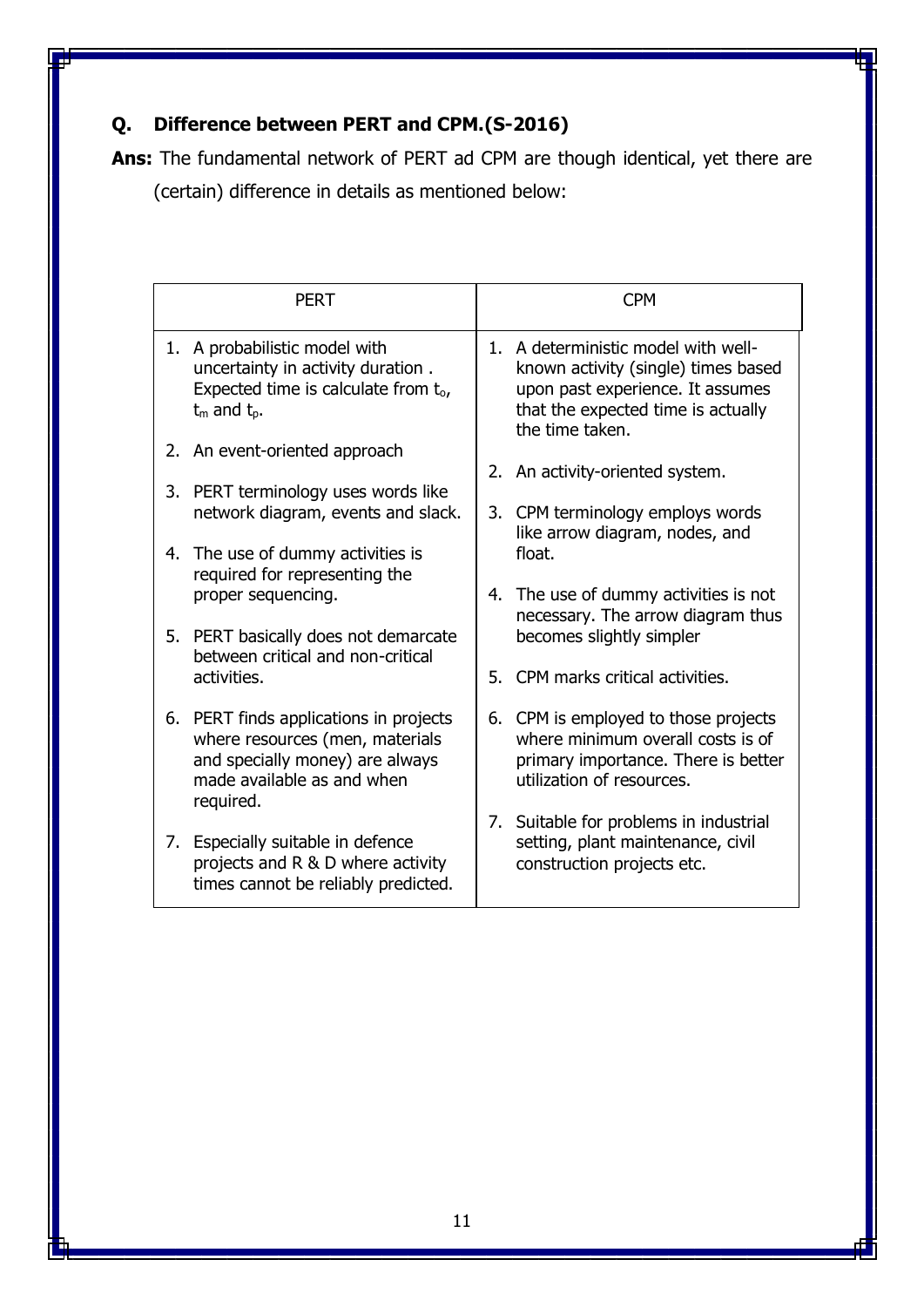**Q. Difference between PERT and CPM.(S-2016)**

**Ans:** The fundamental network of PERT ad CPM are though identical, yet there are (certain) difference in details as mentioned below:

| PERT | CPM |
|---|---|
| 1. A probabilistic model with uncertainty in activity duration . Expected time is calculate from $t_o$, $t_m$ and $t_p$. | 1. A deterministic model with well-known activity (single) times based upon past experience. It assumes that the expected time is actually the time taken. |
| 2. An event-oriented approach | 2. An activity-oriented system. |
| 3. PERT terminology uses words like network diagram, events and slack. | 3. CPM terminology employs words like arrow diagram, nodes, and float. |
| 4. The use of dummy activities is required for representing the proper sequencing. | 4. The use of dummy activities is not necessary. The arrow diagram thus becomes slightly simpler |
| 5. PERT basically does not demarcate between critical and non-critical activities. | 5. CPM marks critical activities. |
| 6. PERT finds applications in projects where resources (men, materials and specially money) are always made available as and when required. | 6. CPM is employed to those projects where minimum overall costs is of primary importance. There is better utilization of resources. |
| 7. Especially suitable in defence projects and R & D where activity times cannot be reliably predicted. | 7. Suitable for problems in industrial setting, plant maintenance, civil construction projects etc. |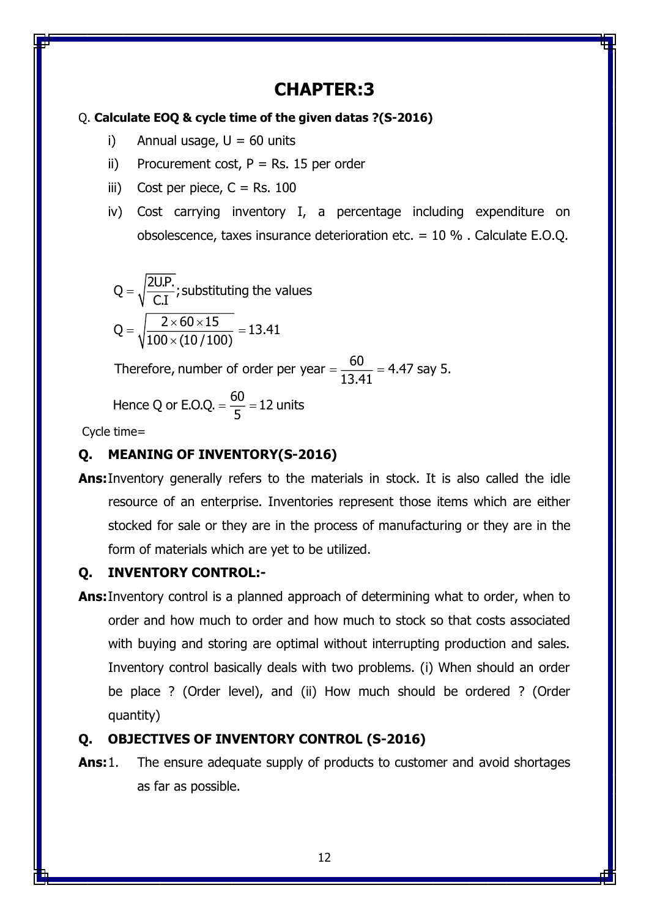# CHAPTER:3

Q. **Calculate EOQ & cycle time of the given datas ?(S-2016)**

i) Annual usage, U = 60 units

ii) Procurement cost, P = Rs. 15 per order

iii) Cost per piece, C = Rs. 100

iv) Cost carrying inventory I, a percentage including expenditure on obsolescence, taxes insurance deterioration etc. = 10 % . Calculate E.O.Q.

$$Q = \sqrt{\frac{2U.P.}{C.I}}; \text{substituting the values}$$

$$Q = \sqrt{\frac{2 \times 60 \times 15}{100 \times (10/100)}} = 13.41$$

$$\text{Therefore, number of order per year} = \frac{60}{13.41} = 4.47 \text{ say 5.}$$

$$\text{Hence Q or E.O.Q.} = \frac{60}{5} = 12 \text{ units}$$

Cycle time=

## Q. MEANING OF INVENTORY(S-2016)

**Ans:** Inventory generally refers to the materials in stock. It is also called the idle resource of an enterprise. Inventories represent those items which are either stocked for sale or they are in the process of manufacturing or they are in the form of materials which are yet to be utilized.

## Q. INVENTORY CONTROL:-

**Ans:** Inventory control is a planned approach of determining what to order, when to order and how much to order and how much to stock so that costs associated with buying and storing are optimal without interrupting production and sales. Inventory control basically deals with two problems. (i) When should an order be place ? (Order level), and (ii) How much should be ordered ? (Order quantity)

## Q. OBJECTIVES OF INVENTORY CONTROL (S-2016)

**Ans:** 1. The ensure adequate supply of products to customer and avoid shortages as far as possible.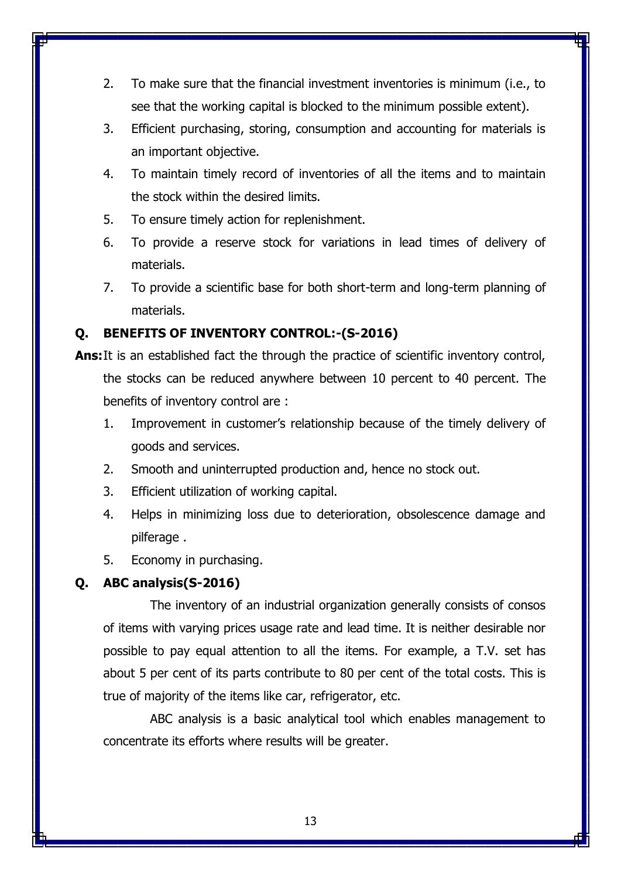2. To make sure that the financial investment inventories is minimum (i.e., to see that the working capital is blocked to the minimum possible extent).
3. Efficient purchasing, storing, consumption and accounting for materials is an important objective.
4. To maintain timely record of inventories of all the items and to maintain the stock within the desired limits.
5. To ensure timely action for replenishment.
6. To provide a reserve stock for variations in lead times of delivery of materials.
7. To provide a scientific base for both short-term and long-term planning of materials.

**Q. BENEFITS OF INVENTORY CONTROL:-(S-2016)**

**Ans:** It is an established fact the through the practice of scientific inventory control, the stocks can be reduced anywhere between 10 percent to 40 percent. The benefits of inventory control are :

1. Improvement in customer's relationship because of the timely delivery of goods and services.
2. Smooth and uninterrupted production and, hence no stock out.
3. Efficient utilization of working capital.
4. Helps in minimizing loss due to deterioration, obsolescence damage and pilferage .
5. Economy in purchasing.

**Q. ABC analysis(S-2016)**

The inventory of an industrial organization generally consists of consos of items with varying prices usage rate and lead time. It is neither desirable nor possible to pay equal attention to all the items. For example, a T.V. set has about 5 per cent of its parts contribute to 80 per cent of the total costs. This is true of majority of the items like car, refrigerator, etc.

ABC analysis is a basic analytical tool which enables management to concentrate its efforts where results will be greater.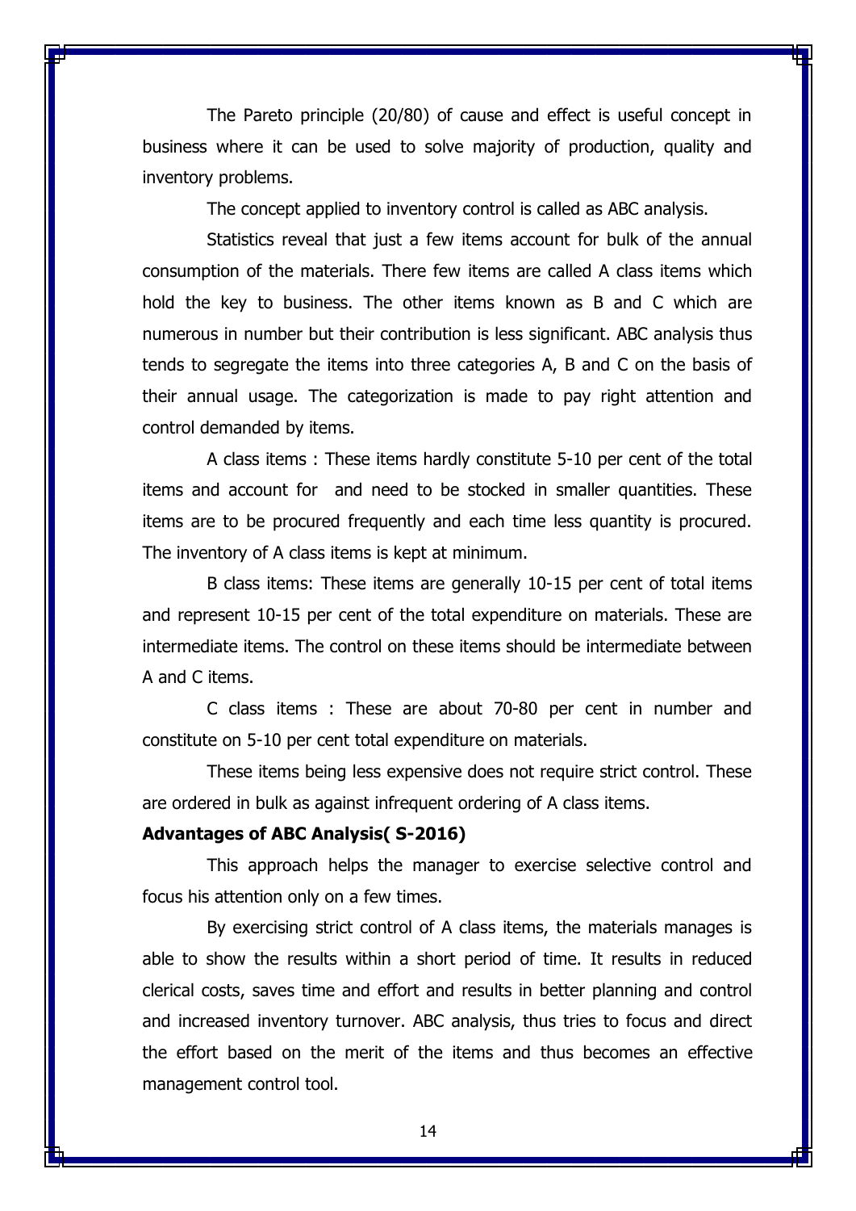The Pareto principle (20/80) of cause and effect is useful concept in business where it can be used to solve majority of production, quality and inventory problems.

The concept applied to inventory control is called as ABC analysis.

Statistics reveal that just a few items account for bulk of the annual consumption of the materials. There few items are called A class items which hold the key to business. The other items known as B and C which are numerous in number but their contribution is less significant. ABC analysis thus tends to segregate the items into three categories A, B and C on the basis of their annual usage. The categorization is made to pay right attention and control demanded by items.

A class items : These items hardly constitute 5-10 per cent of the total items and account for  and need to be stocked in smaller quantities. These items are to be procured frequently and each time less quantity is procured. The inventory of A class items is kept at minimum.

B class items: These items are generally 10-15 per cent of total items and represent 10-15 per cent of the total expenditure on materials. These are intermediate items. The control on these items should be intermediate between A and C items.

C class items : These are about 70-80 per cent in number and constitute on 5-10 per cent total expenditure on materials.

These items being less expensive does not require strict control. These are ordered in bulk as against infrequent ordering of A class items.

**Advantages of ABC Analysis( S-2016)**

This approach helps the manager to exercise selective control and focus his attention only on a few times.

By exercising strict control of A class items, the materials manages is able to show the results within a short period of time. It results in reduced clerical costs, saves time and effort and results in better planning and control and increased inventory turnover. ABC analysis, thus tries to focus and direct the effort based on the merit of the items and thus becomes an effective management control tool.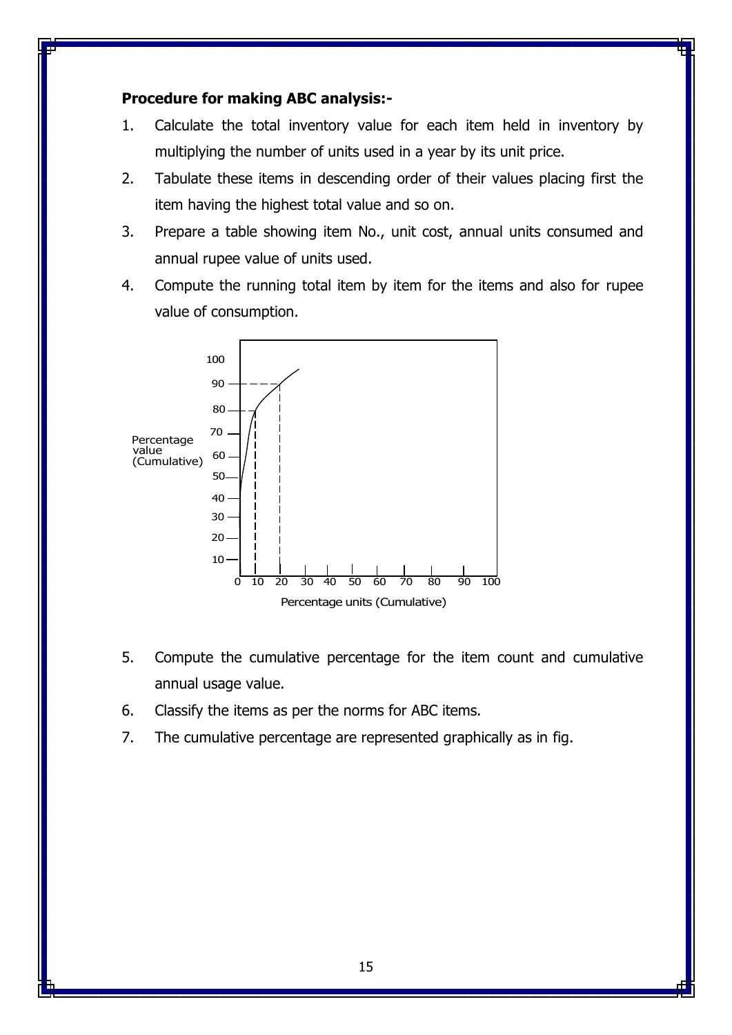**Procedure for making ABC analysis:-**

1. Calculate the total inventory value for each item held in inventory by multiplying the number of units used in a year by its unit price.
2. Tabulate these items in descending order of their values placing first the item having the highest total value and so on.
3. Prepare a table showing item No., unit cost, annual units consumed and annual rupee value of units used.
4. Compute the running total item by item for the items and also for rupee value of consumption.
5. Compute the cumulative percentage for the item count and cumulative annual usage value.
6. Classify the items as per the norms for ABC items.
7. The cumulative percentage are represented graphically as in fig.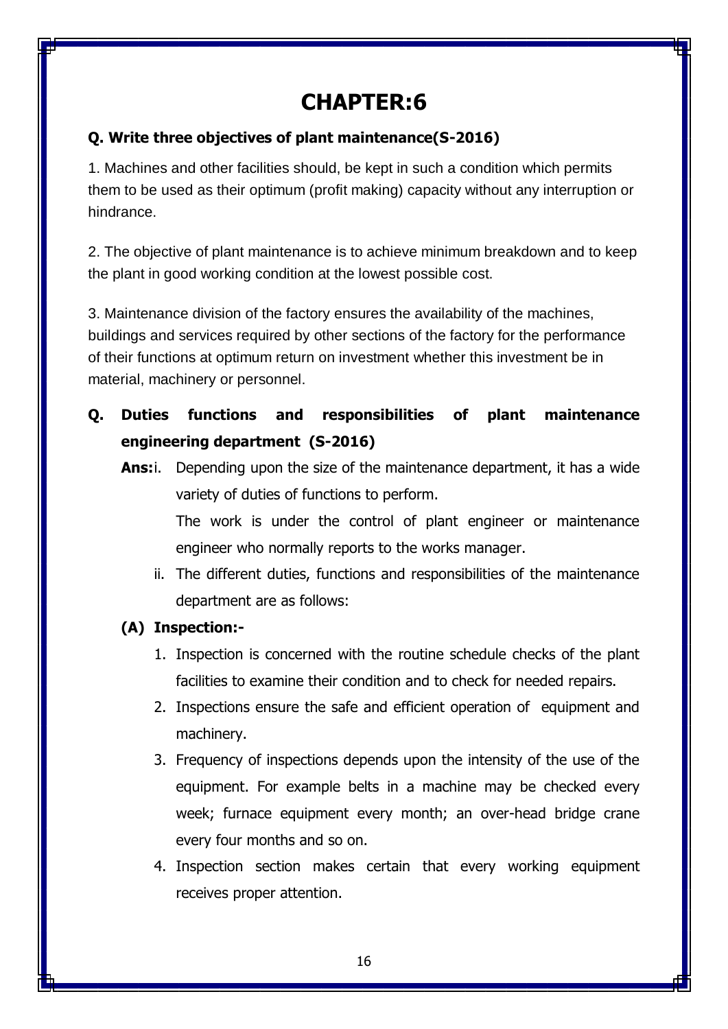# CHAPTER:6

**Q. Write three objectives of plant maintenance(S-2016)**

1. Machines and other facilities should, be kept in such a condition which permits them to be used as their optimum (profit making) capacity without any interruption or hindrance.

2. The objective of plant maintenance is to achieve minimum breakdown and to keep the plant in good working condition at the lowest possible cost.

3. Maintenance division of the factory ensures the availability of the machines, buildings and services required by other sections of the factory for the performance of their functions at optimum return on investment whether this investment be in material, machinery or personnel.

**Q. Duties functions and responsibilities of plant maintenance engineering department (S-2016)**

**Ans:** i. Depending upon the size of the maintenance department, it has a wide variety of duties of functions to perform.

The work is under the control of plant engineer or maintenance engineer who normally reports to the works manager.

ii. The different duties, functions and responsibilities of the maintenance department are as follows:

**(A) Inspection:-**

1. Inspection is concerned with the routine schedule checks of the plant facilities to examine their condition and to check for needed repairs.
2. Inspections ensure the safe and efficient operation of equipment and machinery.
3. Frequency of inspections depends upon the intensity of the use of the equipment. For example belts in a machine may be checked every week; furnace equipment every month; an over-head bridge crane every four months and so on.
4. Inspection section makes certain that every working equipment receives proper attention.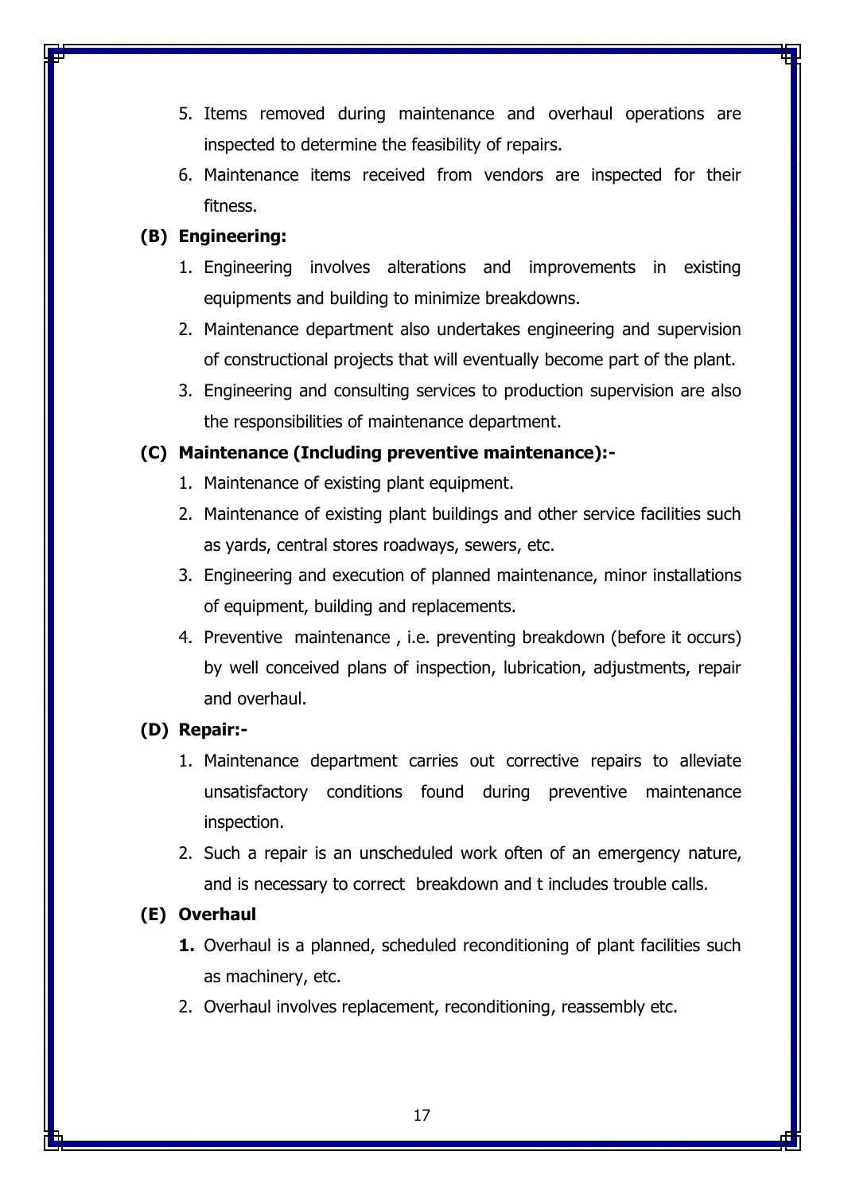5. Items removed during maintenance and overhaul operations are inspected to determine the feasibility of repairs.
6. Maintenance items received from vendors are inspected for their fitness.

**(B) Engineering:**

1. Engineering involves alterations and improvements in existing equipments and building to minimize breakdowns.
2. Maintenance department also undertakes engineering and supervision of constructional projects that will eventually become part of the plant.
3. Engineering and consulting services to production supervision are also the responsibilities of maintenance department.

**(C) Maintenance (Including preventive maintenance):-**

1. Maintenance of existing plant equipment.
2. Maintenance of existing plant buildings and other service facilities such as yards, central stores roadways, sewers, etc.
3. Engineering and execution of planned maintenance, minor installations of equipment, building and replacements.
4. Preventive maintenance , i.e. preventing breakdown (before it occurs) by well conceived plans of inspection, lubrication, adjustments, repair and overhaul.

**(D) Repair:-**

1. Maintenance department carries out corrective repairs to alleviate unsatisfactory conditions found during preventive maintenance inspection.
2. Such a repair is an unscheduled work often of an emergency nature, and is necessary to correct breakdown and t includes trouble calls.

**(E) Overhaul**

1. Overhaul is a planned, scheduled reconditioning of plant facilities such as machinery, etc.
2. Overhaul involves replacement, reconditioning, reassembly etc.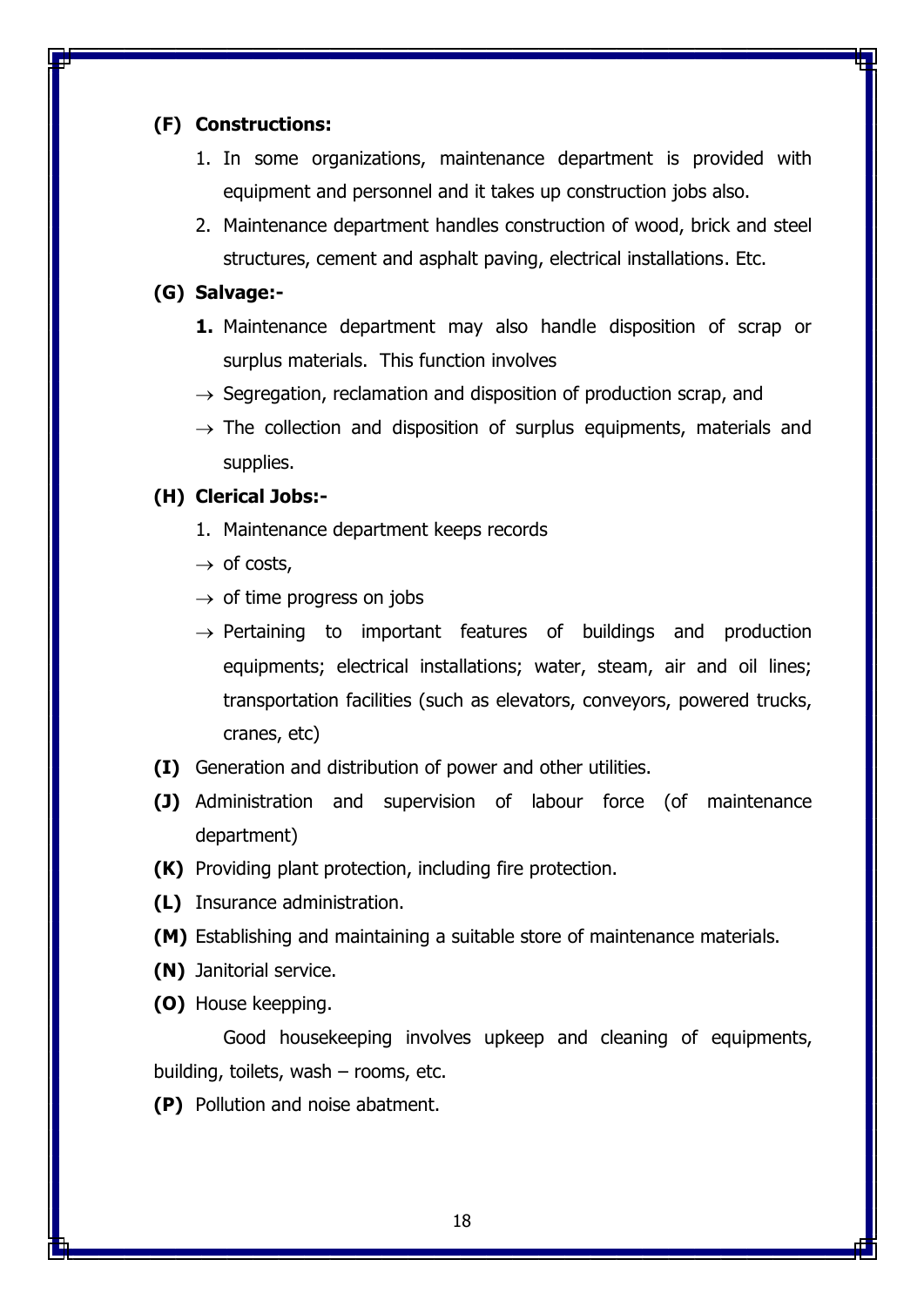**(F) Constructions:**

1. In some organizations, maintenance department is provided with equipment and personnel and it takes up construction jobs also.
2. Maintenance department handles construction of wood, brick and steel structures, cement and asphalt paving, electrical installations. Etc.

**(G) Salvage:-**

**1.** Maintenance department may also handle disposition of scrap or surplus materials. This function involves

→ Segregation, reclamation and disposition of production scrap, and

→ The collection and disposition of surplus equipments, materials and supplies.

**(H) Clerical Jobs:-**

1. Maintenance department keeps records

→ of costs,

→ of time progress on jobs

→ Pertaining to important features of buildings and production equipments; electrical installations; water, steam, air and oil lines; transportation facilities (such as elevators, conveyors, powered trucks, cranes, etc)

**(I)** Generation and distribution of power and other utilities.

**(J)** Administration and supervision of labour force (of maintenance department)

**(K)** Providing plant protection, including fire protection.

**(L)** Insurance administration.

**(M)** Establishing and maintaining a suitable store of maintenance materials.

**(N)** Janitorial service.

**(O)** House keepping.

Good housekeeping involves upkeep and cleaning of equipments, building, toilets, wash – rooms, etc.

**(P)** Pollution and noise abatment.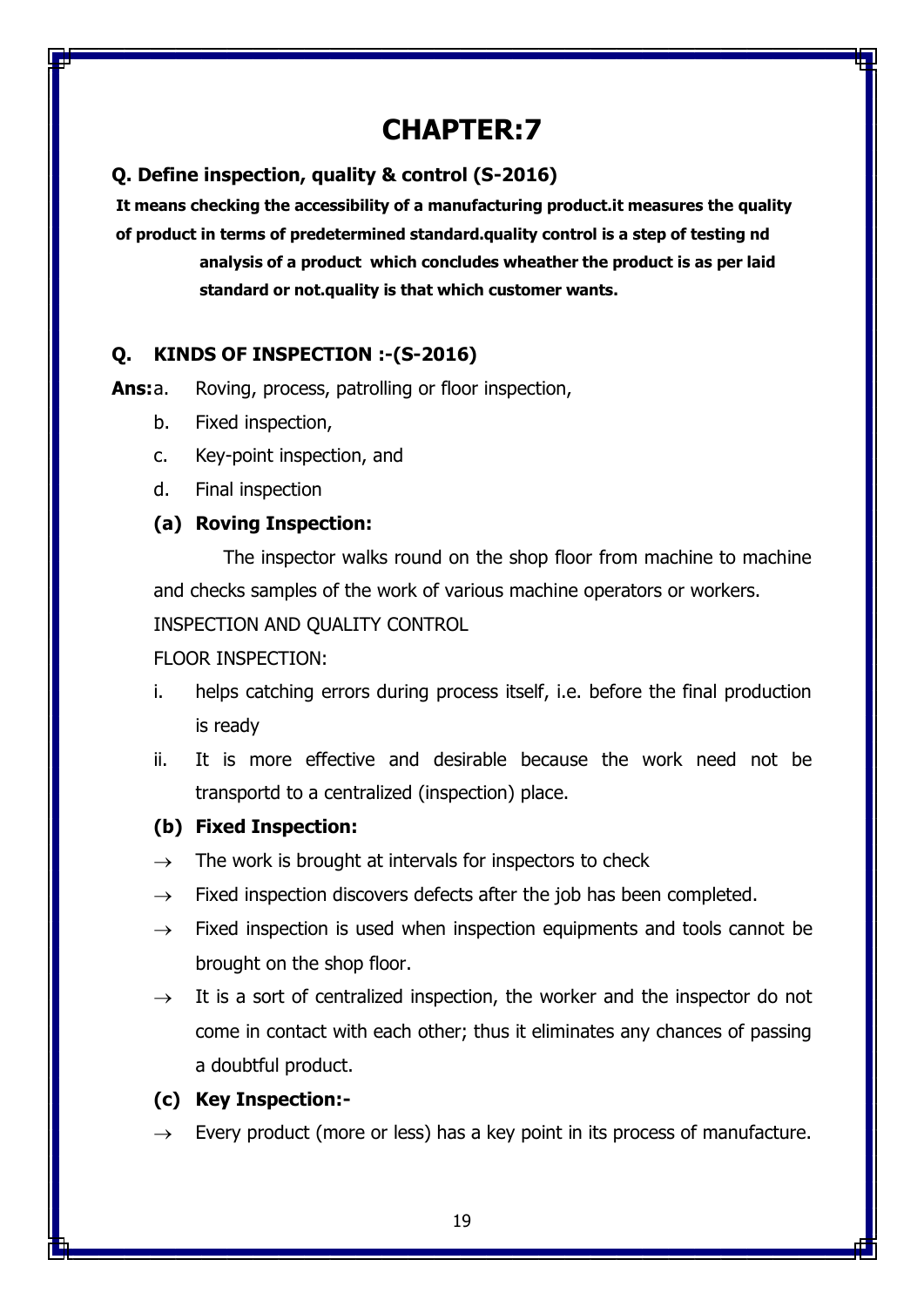# CHAPTER:7

### Q. Define inspection, quality & control (S-2016)

**It means checking the accessibility of a manufacturing product.it measures the quality of product in terms of predetermined standard.quality control is a step of testing nd analysis of a product which concludes wheather the product is as per laid standard or not.quality is that which customer wants.**

### Q. KINDS OF INSPECTION :-(S-2016)

**Ans:** a. Roving, process, patrolling or floor inspection,

b. Fixed inspection,

c. Key-point inspection, and

d. Final inspection

#### (a) Roving Inspection:

The inspector walks round on the shop floor from machine to machine and checks samples of the work of various machine operators or workers.

INSPECTION AND QUALITY CONTROL

FLOOR INSPECTION:

i. helps catching errors during process itself, i.e. before the final production is ready

ii. It is more effective and desirable because the work need not be transportd to a centralized (inspection) place.

#### (b) Fixed Inspection:

→ The work is brought at intervals for inspectors to check

→ Fixed inspection discovers defects after the job has been completed.

→ Fixed inspection is used when inspection equipments and tools cannot be brought on the shop floor.

→ It is a sort of centralized inspection, the worker and the inspector do not come in contact with each other; thus it eliminates any chances of passing a doubtful product.

#### (c) Key Inspection:-

→ Every product (more or less) has a key point in its process of manufacture.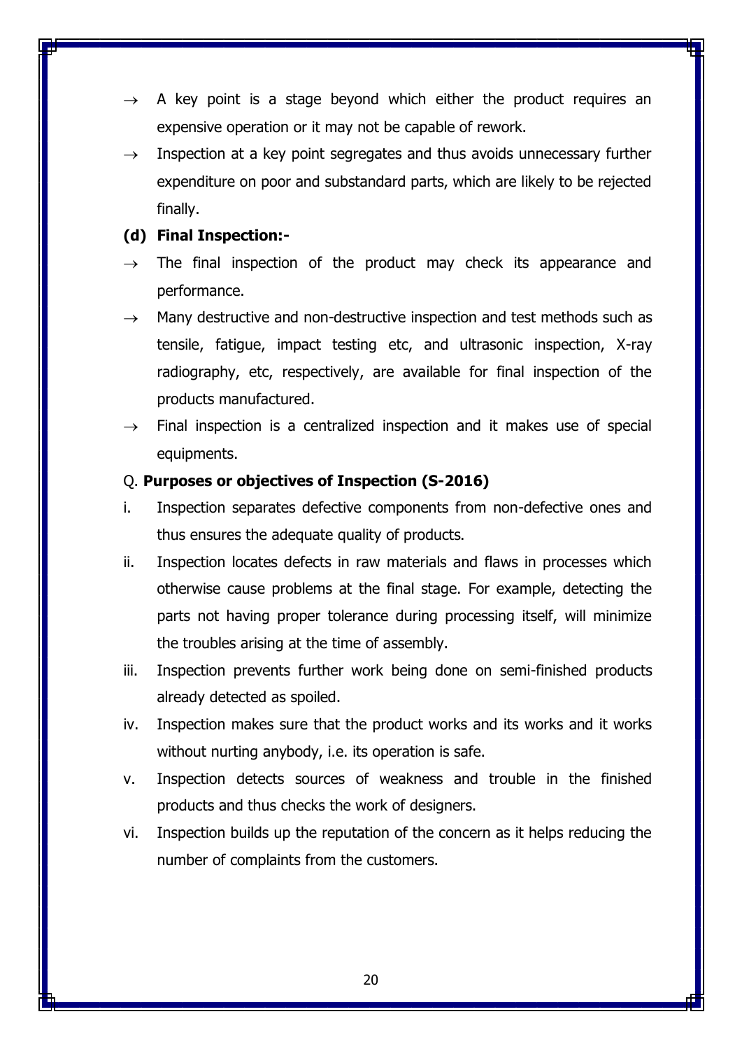- → A key point is a stage beyond which either the product requires an expensive operation or it may not be capable of rework.
- → Inspection at a key point segregates and thus avoids unnecessary further expenditure on poor and substandard parts, which are likely to be rejected finally.

**(d) Final Inspection:-**

- → The final inspection of the product may check its appearance and performance.
- → Many destructive and non-destructive inspection and test methods such as tensile, fatigue, impact testing etc, and ultrasonic inspection, X-ray radiography, etc, respectively, are available for final inspection of the products manufactured.
- → Final inspection is a centralized inspection and it makes use of special equipments.

Q. **Purposes or objectives of Inspection (S-2016)**

i. Inspection separates defective components from non-defective ones and thus ensures the adequate quality of products.

ii. Inspection locates defects in raw materials and flaws in processes which otherwise cause problems at the final stage. For example, detecting the parts not having proper tolerance during processing itself, will minimize the troubles arising at the time of assembly.

iii. Inspection prevents further work being done on semi-finished products already detected as spoiled.

iv. Inspection makes sure that the product works and its works and it works without nurting anybody, i.e. its operation is safe.

v. Inspection detects sources of weakness and trouble in the finished products and thus checks the work of designers.

vi. Inspection builds up the reputation of the concern as it helps reducing the number of complaints from the customers.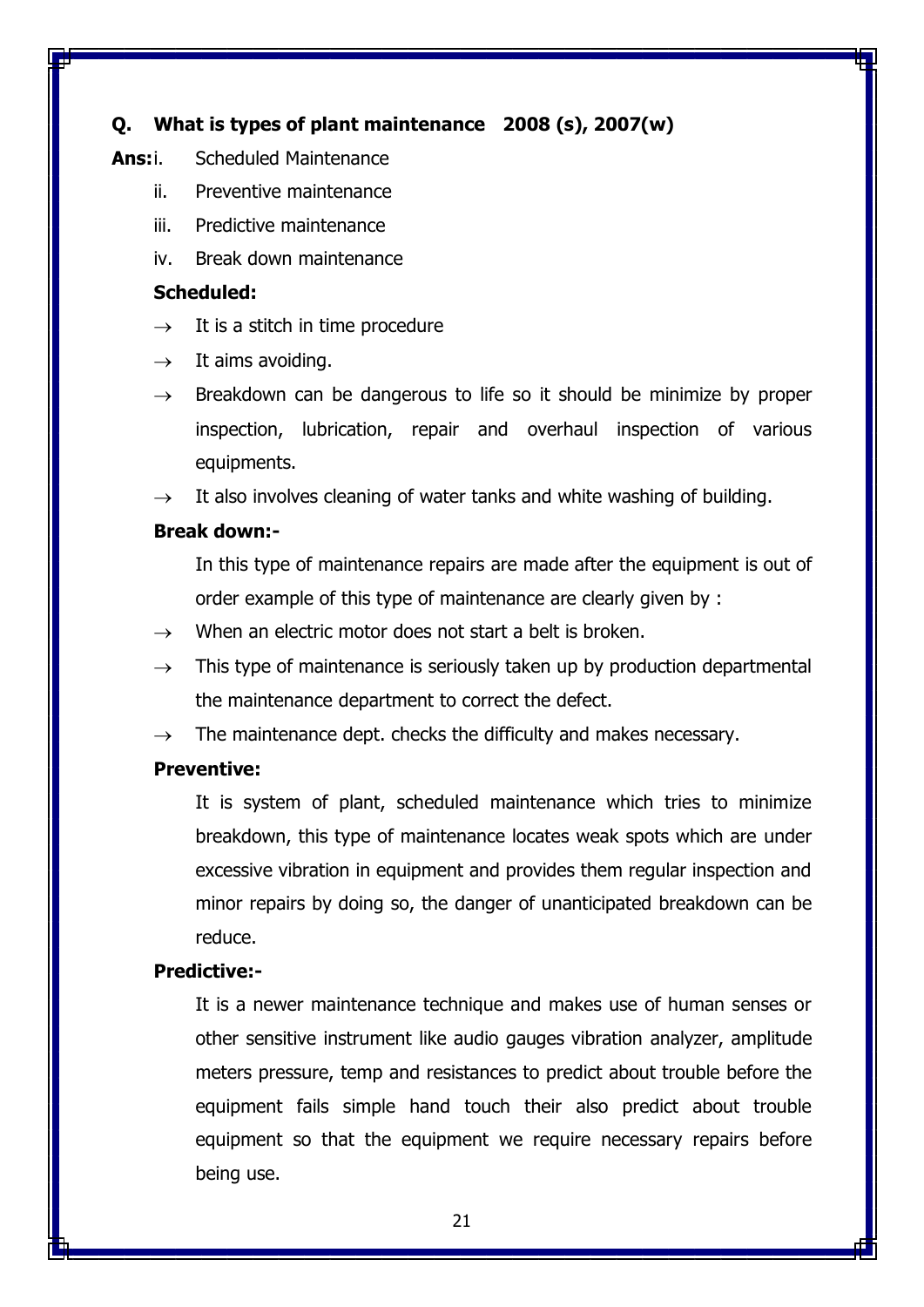**Q. What is types of plant maintenance 2008 (s), 2007(w)**

**Ans:**
- i. Scheduled Maintenance
- ii. Preventive maintenance
- iii. Predictive maintenance
- iv. Break down maintenance

**Scheduled:**

- → It is a stitch in time procedure
- → It aims avoiding.
- → Breakdown can be dangerous to life so it should be minimize by proper inspection, lubrication, repair and overhaul inspection of various equipments.
- → It also involves cleaning of water tanks and white washing of building.

**Break down:-**

In this type of maintenance repairs are made after the equipment is out of order example of this type of maintenance are clearly given by :

- → When an electric motor does not start a belt is broken.
- → This type of maintenance is seriously taken up by production departmental the maintenance department to correct the defect.
- → The maintenance dept. checks the difficulty and makes necessary.

**Preventive:**

It is system of plant, scheduled maintenance which tries to minimize breakdown, this type of maintenance locates weak spots which are under excessive vibration in equipment and provides them regular inspection and minor repairs by doing so, the danger of unanticipated breakdown can be reduce.

**Predictive:-**

It is a newer maintenance technique and makes use of human senses or other sensitive instrument like audio gauges vibration analyzer, amplitude meters pressure, temp and resistances to predict about trouble before the equipment fails simple hand touch their also predict about trouble equipment so that the equipment we require necessary repairs before being use.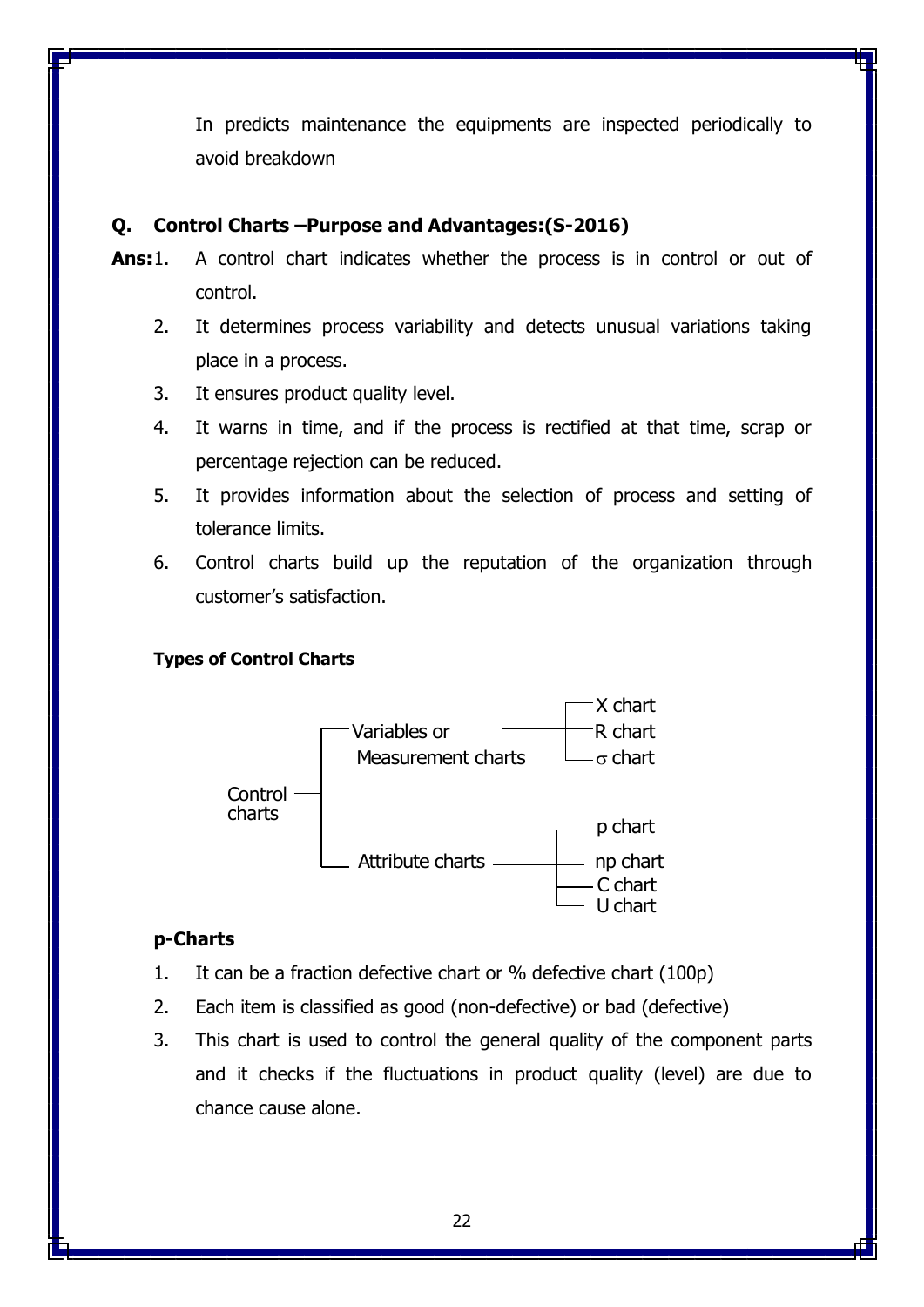In predicts maintenance the equipments are inspected periodically to avoid breakdown

**Q. Control Charts –Purpose and Advantages:(S-2016)**

**Ans:**

1. A control chart indicates whether the process is in control or out of control.
2. It determines process variability and detects unusual variations taking place in a process.
3. It ensures product quality level.
4. It warns in time, and if the process is rectified at that time, scrap or percentage rejection can be reduced.
5. It provides information about the selection of process and setting of tolerance limits.
6. Control charts build up the reputation of the organization through customer's satisfaction.

**Types of Control Charts**

- Control charts
  - Variables or Measurement charts
    - X chart
    - R chart
    - $\sigma$ chart
  - Attribute charts
    - p chart
    - np chart
    - C chart
    - U chart

**p-Charts**

1. It can be a fraction defective chart or % defective chart (100p)
2. Each item is classified as good (non-defective) or bad (defective)
3. This chart is used to control the general quality of the component parts and it checks if the fluctuations in product quality (level) are due to chance cause alone.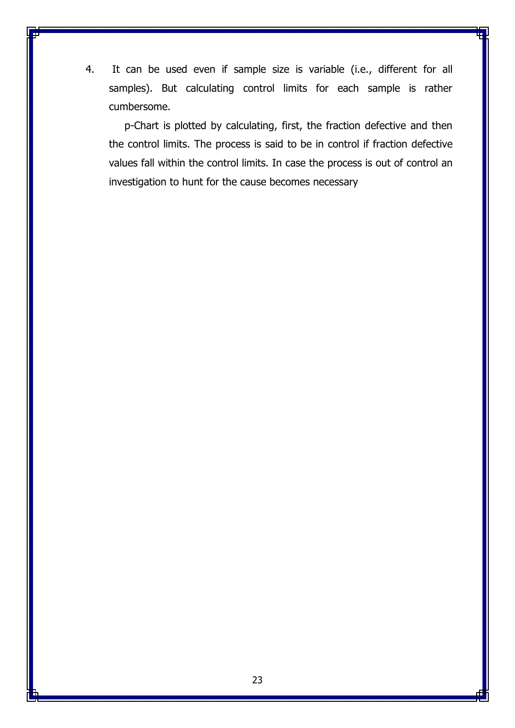4. It can be used even if sample size is variable (i.e., different for all samples). But calculating control limits for each sample is rather cumbersome.

   p-Chart is plotted by calculating, first, the fraction defective and then the control limits. The process is said to be in control if fraction defective values fall within the control limits. In case the process is out of control an investigation to hunt for the cause becomes necessary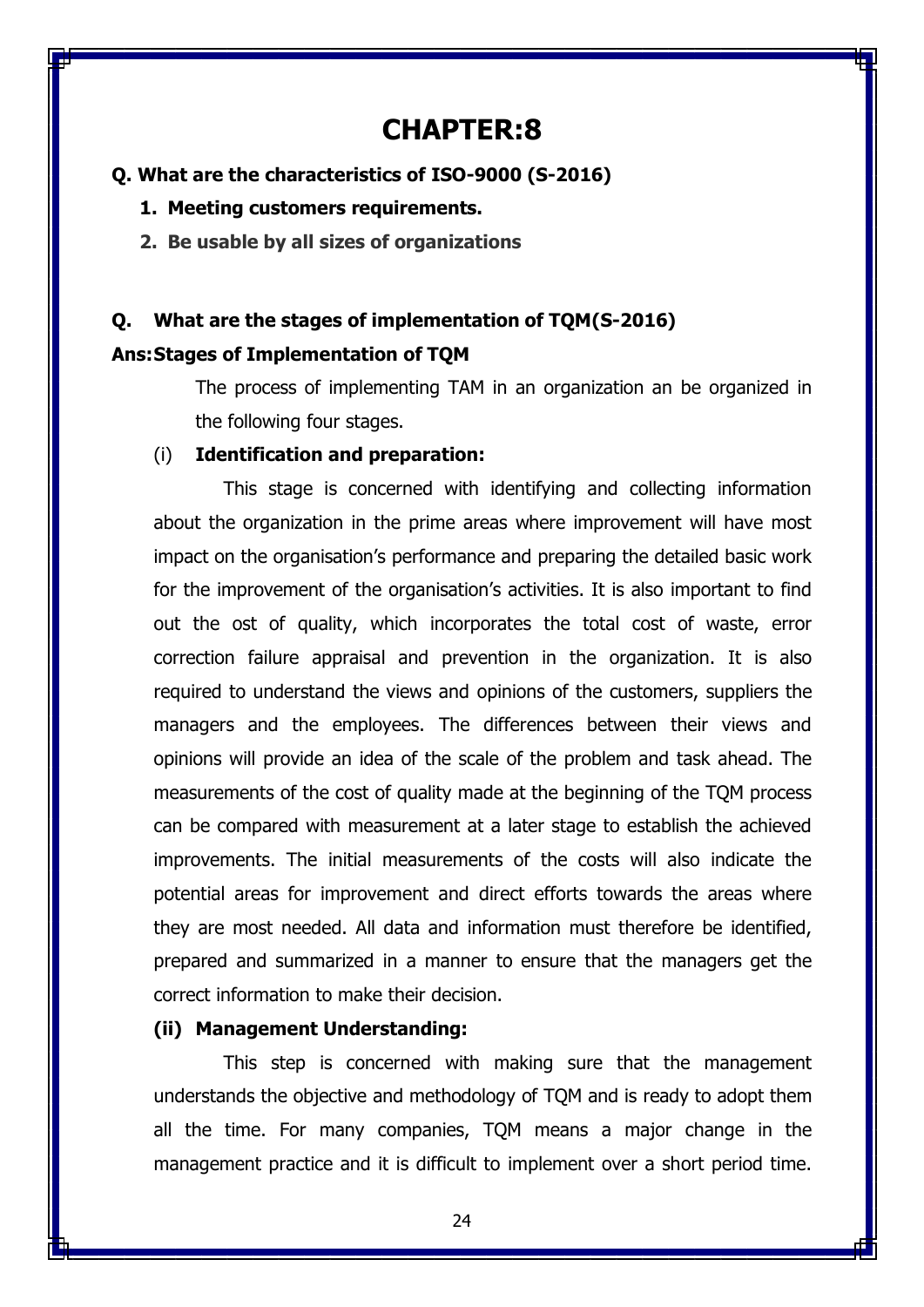# CHAPTER:8

**Q. What are the characteristics of ISO-9000 (S-2016)**

1. **Meeting customers requirements.**
2. **Be usable by all sizes of organizations**

**Q. What are the stages of implementation of TQM(S-2016)**

**Ans: Stages of Implementation of TQM**

The process of implementing TAM in an organization an be organized in the following four stages.

(i) **Identification and preparation:**

This stage is concerned with identifying and collecting information about the organization in the prime areas where improvement will have most impact on the organisation's performance and preparing the detailed basic work for the improvement of the organisation's activities. It is also important to find out the ost of quality, which incorporates the total cost of waste, error correction failure appraisal and prevention in the organization. It is also required to understand the views and opinions of the customers, suppliers the managers and the employees. The differences between their views and opinions will provide an idea of the scale of the problem and task ahead. The measurements of the cost of quality made at the beginning of the TQM process can be compared with measurement at a later stage to establish the achieved improvements. The initial measurements of the costs will also indicate the potential areas for improvement and direct efforts towards the areas where they are most needed. All data and information must therefore be identified, prepared and summarized in a manner to ensure that the managers get the correct information to make their decision.

**(ii) Management Understanding:**

This step is concerned with making sure that the management understands the objective and methodology of TQM and is ready to adopt them all the time. For many companies, TQM means a major change in the management practice and it is difficult to implement over a short period time.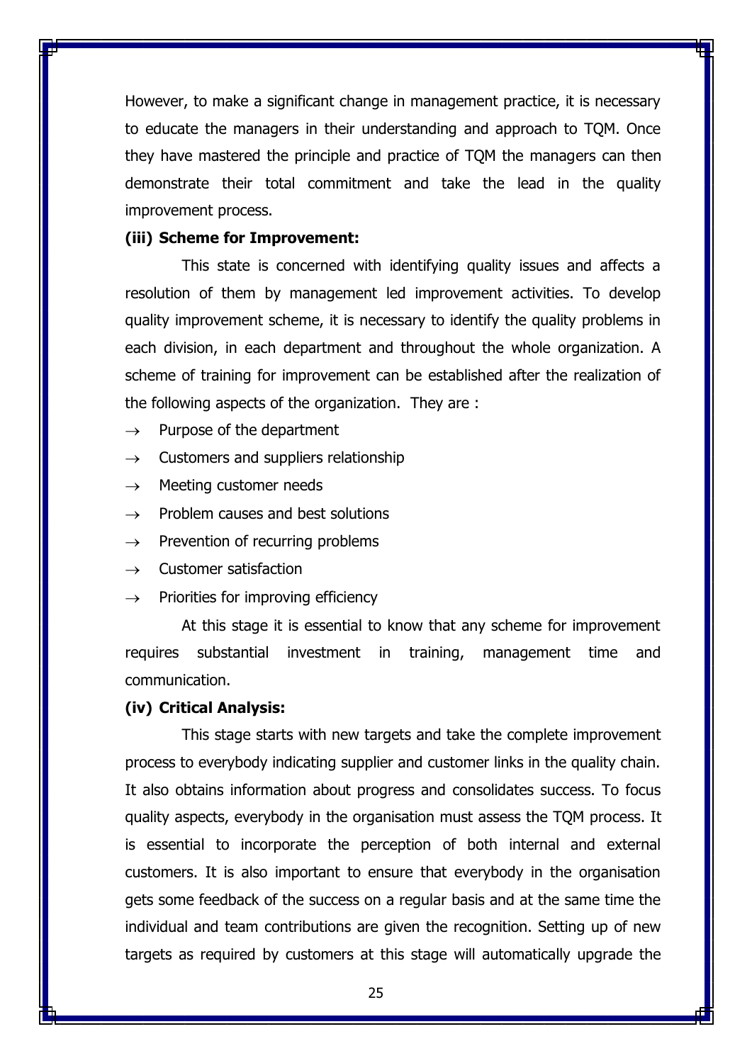However, to make a significant change in management practice, it is necessary to educate the managers in their understanding and approach to TQM. Once they have mastered the principle and practice of TQM the managers can then demonstrate their total commitment and take the lead in the quality improvement process.

**(iii) Scheme for Improvement:**

This state is concerned with identifying quality issues and affects a resolution of them by management led improvement activities. To develop quality improvement scheme, it is necessary to identify the quality problems in each division, in each department and throughout the whole organization. A scheme of training for improvement can be established after the realization of the following aspects of the organization. They are :

→ Purpose of the department

→ Customers and suppliers relationship

→ Meeting customer needs

→ Problem causes and best solutions

→ Prevention of recurring problems

→ Customer satisfaction

→ Priorities for improving efficiency

At this stage it is essential to know that any scheme for improvement requires substantial investment in training, management time and communication.

**(iv) Critical Analysis:**

This stage starts with new targets and take the complete improvement process to everybody indicating supplier and customer links in the quality chain. It also obtains information about progress and consolidates success. To focus quality aspects, everybody in the organisation must assess the TQM process. It is essential to incorporate the perception of both internal and external customers. It is also important to ensure that everybody in the organisation gets some feedback of the success on a regular basis and at the same time the individual and team contributions are given the recognition. Setting up of new targets as required by customers at this stage will automatically upgrade the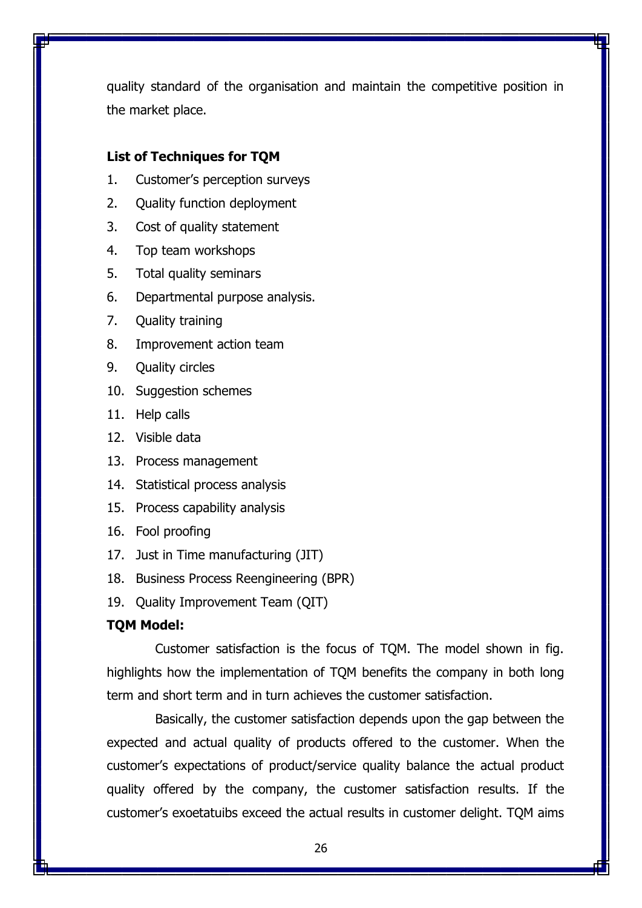quality standard of the organisation and maintain the competitive position in the market place.

**List of Techniques for TQM**

1. Customer's perception surveys
2. Quality function deployment
3. Cost of quality statement
4. Top team workshops
5. Total quality seminars
6. Departmental purpose analysis.
7. Quality training
8. Improvement action team
9. Quality circles
10. Suggestion schemes
11. Help calls
12. Visible data
13. Process management
14. Statistical process analysis
15. Process capability analysis
16. Fool proofing
17. Just in Time manufacturing (JIT)
18. Business Process Reengineering (BPR)
19. Quality Improvement Team (QIT)

**TQM Model:**

Customer satisfaction is the focus of TQM. The model shown in fig. highlights how the implementation of TQM benefits the company in both long term and short term and in turn achieves the customer satisfaction.

Basically, the customer satisfaction depends upon the gap between the expected and actual quality of products offered to the customer. When the customer's expectations of product/service quality balance the actual product quality offered by the company, the customer satisfaction results. If the customer's exoetatuibs exceed the actual results in customer delight. TQM aims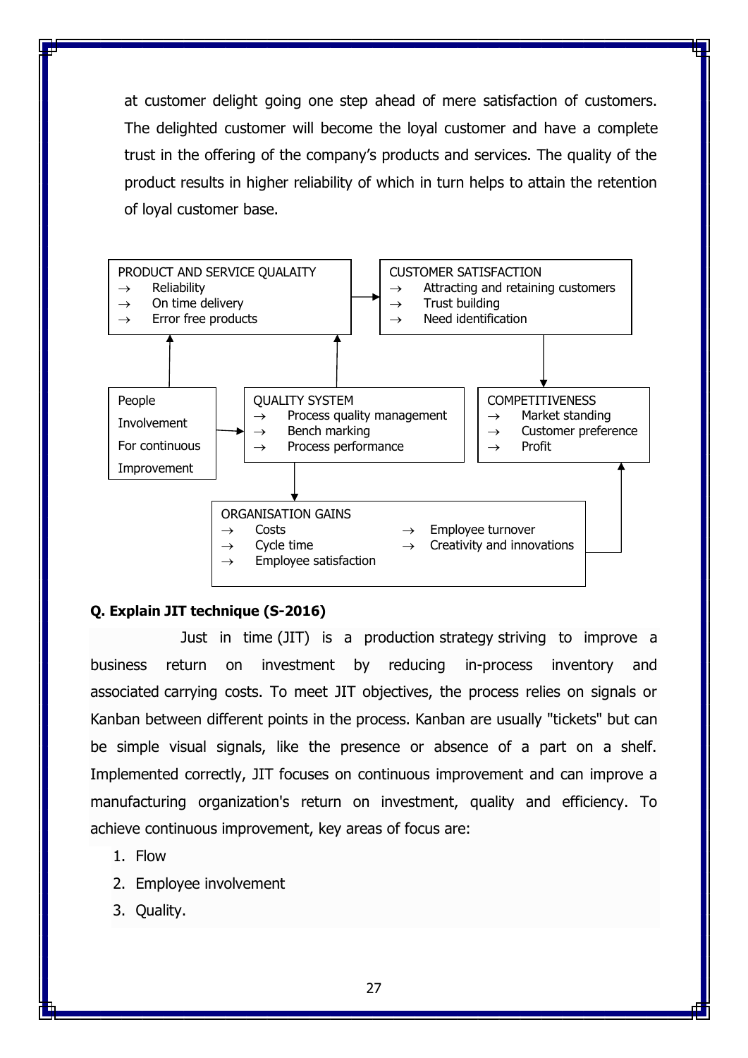at customer delight going one step ahead of mere satisfaction of customers. The delighted customer will become the loyal customer and have a complete trust in the offering of the company's products and services. The quality of the product results in higher reliability of which in turn helps to attain the retention of loyal customer base.

PRODUCT AND SERVICE QUALAITY
- → Reliability
- → On time delivery
- → Error free products

CUSTOMER SATISFACTION
- → Attracting and retaining customers
- → Trust building
- → Need identification

People Involvement For continuous Improvement

QUALITY SYSTEM
- → Process quality management
- → Bench marking
- → Process performance

COMPETITIVENESS
- → Market standing
- → Customer preference
- → Profit

ORGANISATION GAINS
- → Costs
- → Cycle time
- → Employee satisfaction
- → Employee turnover
- → Creativity and innovations

**Q. Explain JIT technique (S-2016)**

Just in time (JIT) is a production strategy striving to improve a business return on investment by reducing in-process inventory and associated carrying costs. To meet JIT objectives, the process relies on signals or Kanban between different points in the process. Kanban are usually "tickets" but can be simple visual signals, like the presence or absence of a part on a shelf. Implemented correctly, JIT focuses on continuous improvement and can improve a manufacturing organization's return on investment, quality and efficiency. To achieve continuous improvement, key areas of focus are:

1. Flow
2. Employee involvement
3. Quality.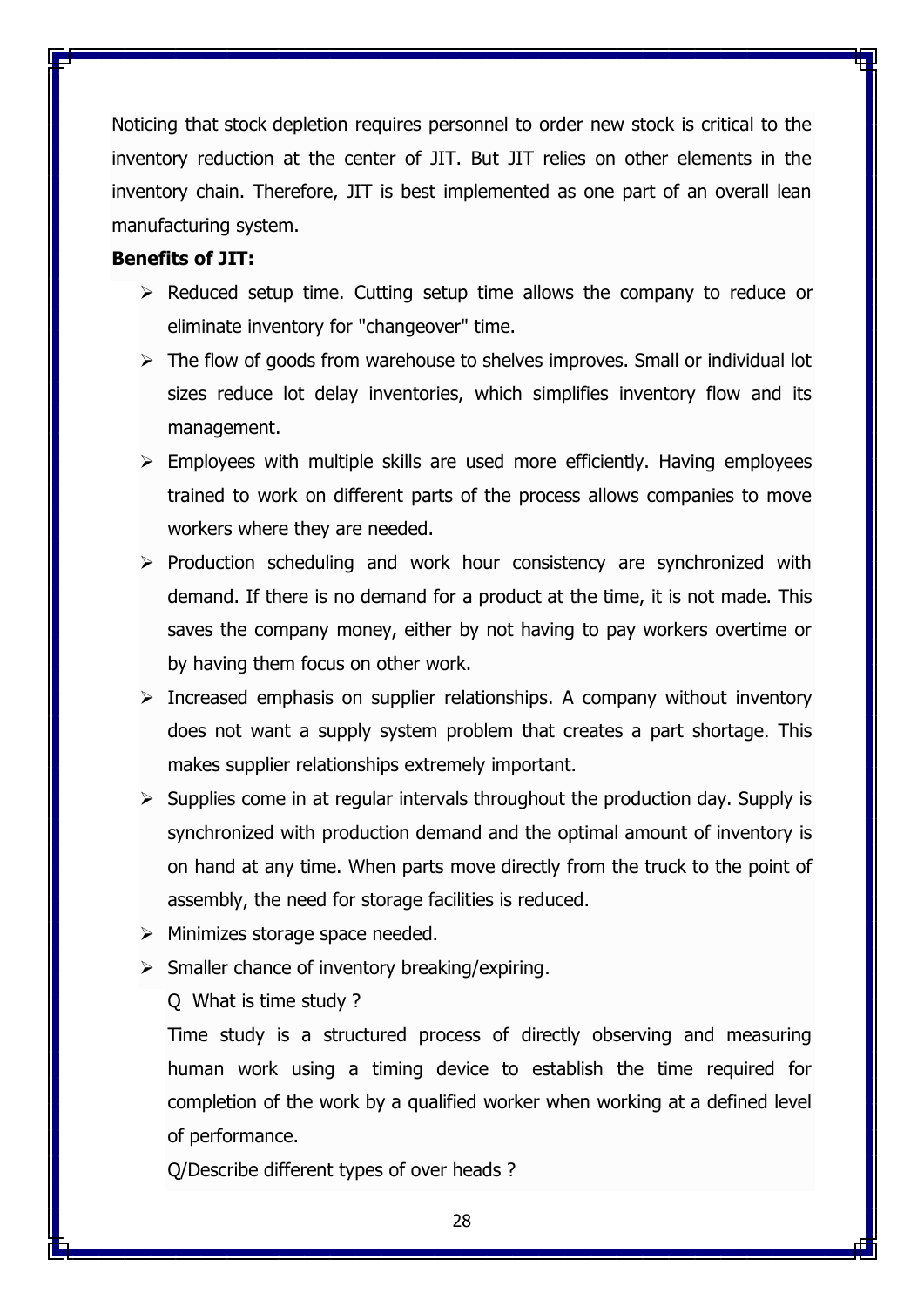Noticing that stock depletion requires personnel to order new stock is critical to the inventory reduction at the center of JIT. But JIT relies on other elements in the inventory chain. Therefore, JIT is best implemented as one part of an overall lean manufacturing system.

**Benefits of JIT:**

- Reduced setup time. Cutting setup time allows the company to reduce or eliminate inventory for "changeover" time.
- The flow of goods from warehouse to shelves improves. Small or individual lot sizes reduce lot delay inventories, which simplifies inventory flow and its management.
- Employees with multiple skills are used more efficiently. Having employees trained to work on different parts of the process allows companies to move workers where they are needed.
- Production scheduling and work hour consistency are synchronized with demand. If there is no demand for a product at the time, it is not made. This saves the company money, either by not having to pay workers overtime or by having them focus on other work.
- Increased emphasis on supplier relationships. A company without inventory does not want a supply system problem that creates a part shortage. This makes supplier relationships extremely important.
- Supplies come in at regular intervals throughout the production day. Supply is synchronized with production demand and the optimal amount of inventory is on hand at any time. When parts move directly from the truck to the point of assembly, the need for storage facilities is reduced.
- Minimizes storage space needed.
- Smaller chance of inventory breaking/expiring.

  Q What is time study ?

  Time study is a structured process of directly observing and measuring human work using a timing device to establish the time required for completion of the work by a qualified worker when working at a defined level of performance.

  Q/Describe different types of over heads ?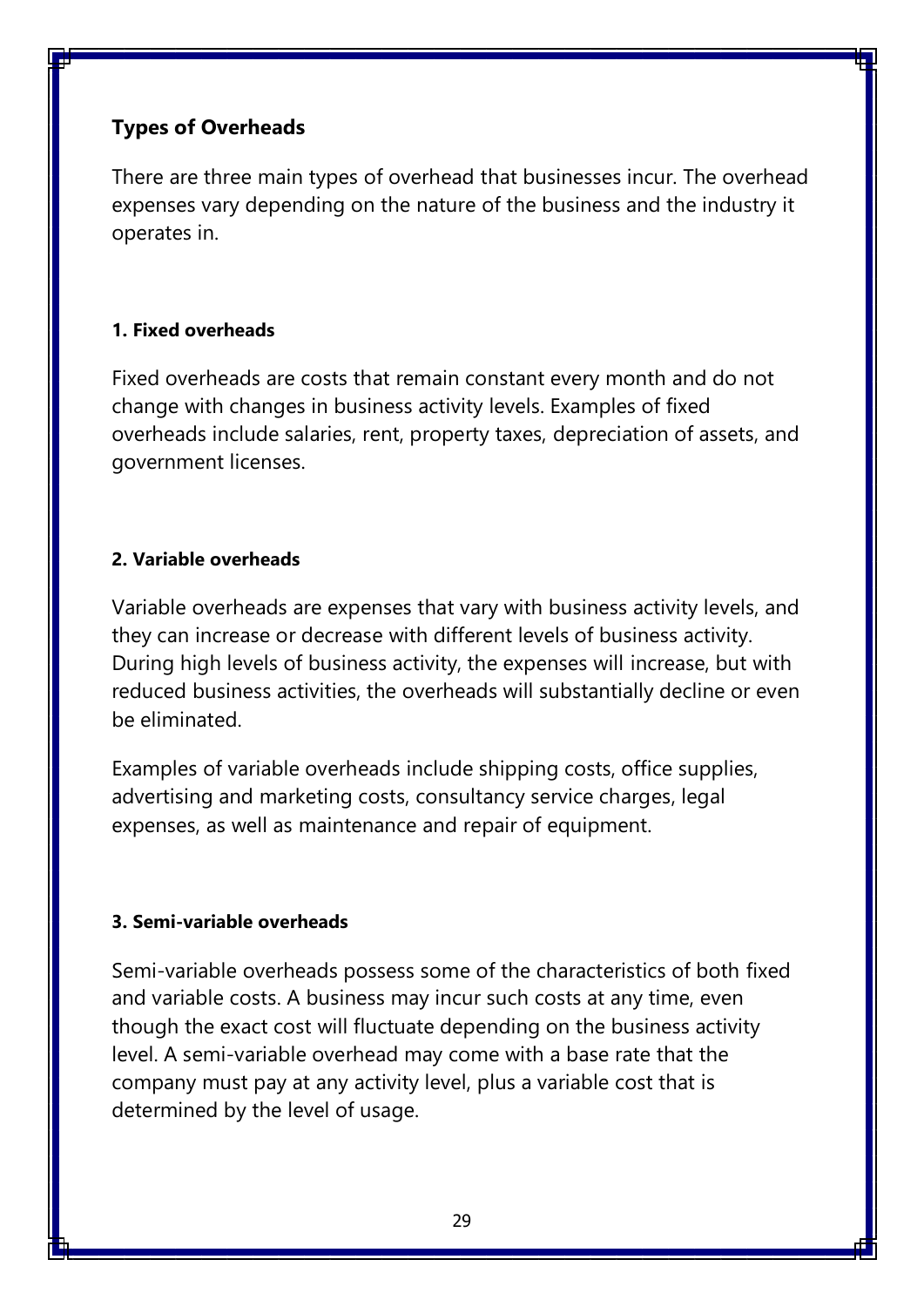## Types of Overheads

There are three main types of overhead that businesses incur. The overhead expenses vary depending on the nature of the business and the industry it operates in.

### 1. Fixed overheads

Fixed overheads are costs that remain constant every month and do not change with changes in business activity levels. Examples of fixed overheads include salaries, rent, property taxes, depreciation of assets, and government licenses.

### 2. Variable overheads

Variable overheads are expenses that vary with business activity levels, and they can increase or decrease with different levels of business activity. During high levels of business activity, the expenses will increase, but with reduced business activities, the overheads will substantially decline or even be eliminated.

Examples of variable overheads include shipping costs, office supplies, advertising and marketing costs, consultancy service charges, legal expenses, as well as maintenance and repair of equipment.

### 3. Semi-variable overheads

Semi-variable overheads possess some of the characteristics of both fixed and variable costs. A business may incur such costs at any time, even though the exact cost will fluctuate depending on the business activity level. A semi-variable overhead may come with a base rate that the company must pay at any activity level, plus a variable cost that is determined by the level of usage.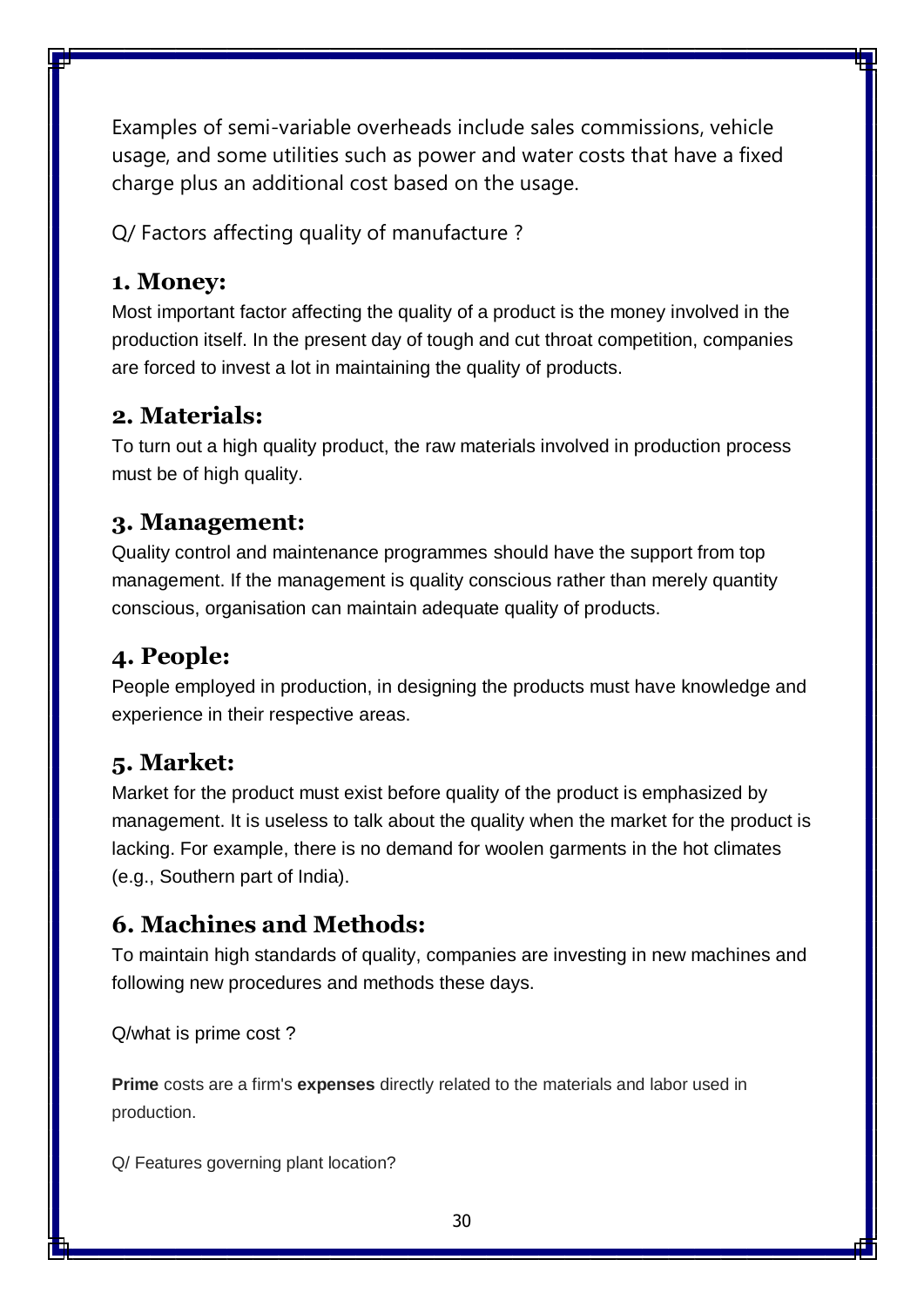Examples of semi-variable overheads include sales commissions, vehicle usage, and some utilities such as power and water costs that have a fixed charge plus an additional cost based on the usage.

Q/ Factors affecting quality of manufacture ?

## 1. Money:

Most important factor affecting the quality of a product is the money involved in the production itself. In the present day of tough and cut throat competition, companies are forced to invest a lot in maintaining the quality of products.

## 2. Materials:

To turn out a high quality product, the raw materials involved in production process must be of high quality.

## 3. Management:

Quality control and maintenance programmes should have the support from top management. If the management is quality conscious rather than merely quantity conscious, organisation can maintain adequate quality of products.

## 4. People:

People employed in production, in designing the products must have knowledge and experience in their respective areas.

## 5. Market:

Market for the product must exist before quality of the product is emphasized by management. It is useless to talk about the quality when the market for the product is lacking. For example, there is no demand for woolen garments in the hot climates (e.g., Southern part of India).

## 6. Machines and Methods:

To maintain high standards of quality, companies are investing in new machines and following new procedures and methods these days.

Q/what is prime cost ?

**Prime** costs are a firm's **expenses** directly related to the materials and labor used in production.

Q/ Features governing plant location?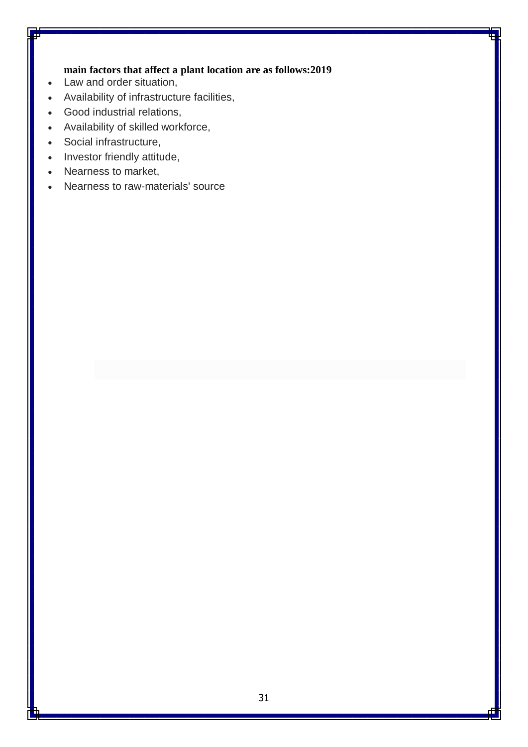**main factors that affect a plant location are as follows:2019**

- Law and order situation,
- Availability of infrastructure facilities,
- Good industrial relations,
- Availability of skilled workforce,
- Social infrastructure,
- Investor friendly attitude,
- Nearness to market,
- Nearness to raw-materials' source